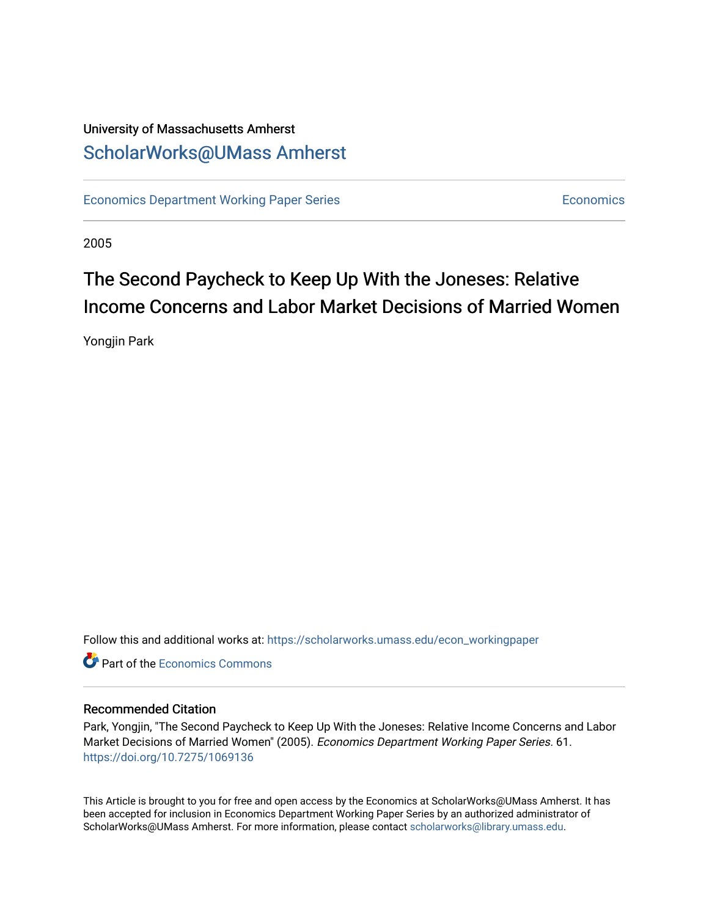University of Massachusetts Amherst

# ScholarWorks@UMass Amherst

Economics Department Working Paper Series | Economics

2005

# The Second Paycheck to Keep Up With the Joneses: Relative Income Concerns and Labor Market Decisions of Married Women

Yongjin Park

Follow this and additional works at: https://scholarworks.umass.edu/econ_workingpaper

Part of the Economics Commons

## Recommended Citation

Park, Yongjin, "The Second Paycheck to Keep Up With the Joneses: Relative Income Concerns and Labor Market Decisions of Married Women" (2005). *Economics Department Working Paper Series*. 61.
https://doi.org/10.7275/1069136

This Article is brought to you for free and open access by the Economics at ScholarWorks@UMass Amherst. It has been accepted for inclusion in Economics Department Working Paper Series by an authorized administrator of ScholarWorks@UMass Amherst. For more information, please contact scholarworks@library.umass.edu.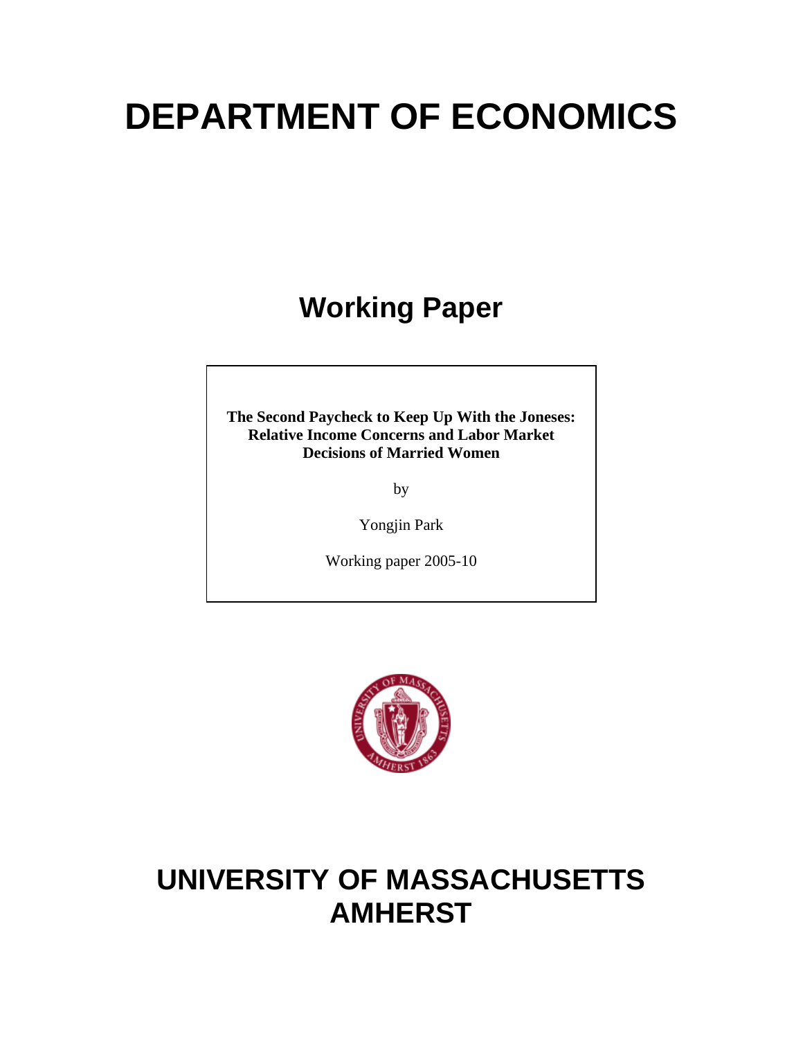# DEPARTMENT OF ECONOMICS

## Working Paper

**The Second Paycheck to Keep Up With the Joneses: Relative Income Concerns and Labor Market Decisions of Married Women**

by

Yongjin Park

Working paper 2005-10

# UNIVERSITY OF MASSACHUSETTS AMHERST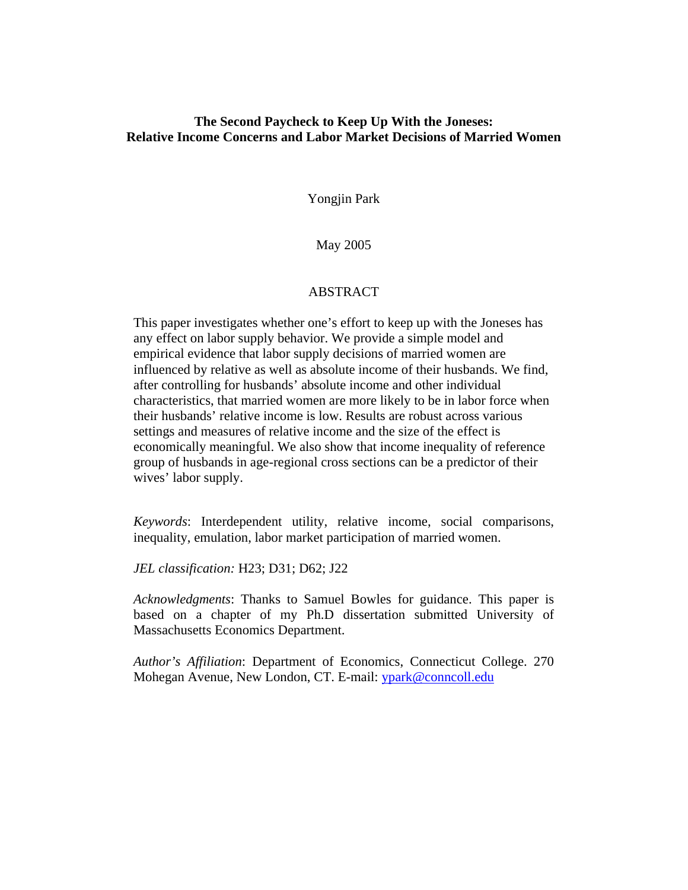**The Second Paycheck to Keep Up With the Joneses:**
**Relative Income Concerns and Labor Market Decisions of Married Women**

Yongjin Park

May 2005

ABSTRACT

This paper investigates whether one's effort to keep up with the Joneses has any effect on labor supply behavior. We provide a simple model and empirical evidence that labor supply decisions of married women are influenced by relative as well as absolute income of their husbands. We find, after controlling for husbands' absolute income and other individual characteristics, that married women are more likely to be in labor force when their husbands' relative income is low. Results are robust across various settings and measures of relative income and the size of the effect is economically meaningful. We also show that income inequality of reference group of husbands in age-regional cross sections can be a predictor of their wives' labor supply.

*Keywords*: Interdependent utility, relative income, social comparisons, inequality, emulation, labor market participation of married women.

*JEL classification:* H23; D31; D62; J22

*Acknowledgments*: Thanks to Samuel Bowles for guidance. This paper is based on a chapter of my Ph.D dissertation submitted University of Massachusetts Economics Department.

*Author's Affiliation*: Department of Economics, Connecticut College. 270 Mohegan Avenue, New London, CT. E-mail: ypark@conncoll.edu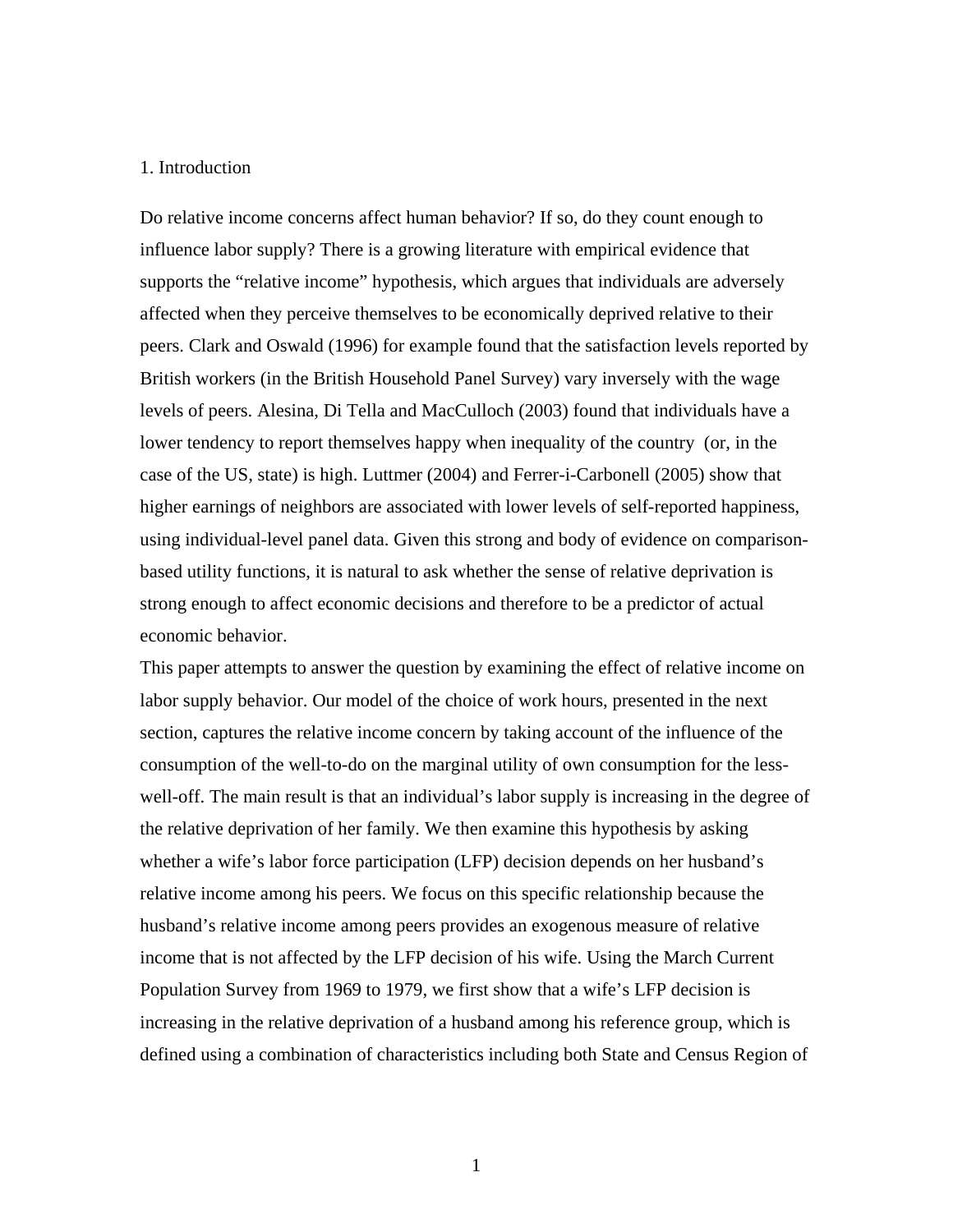# 1. Introduction

Do relative income concerns affect human behavior? If so, do they count enough to influence labor supply? There is a growing literature with empirical evidence that supports the "relative income" hypothesis, which argues that individuals are adversely affected when they perceive themselves to be economically deprived relative to their peers. Clark and Oswald (1996) for example found that the satisfaction levels reported by British workers (in the British Household Panel Survey) vary inversely with the wage levels of peers. Alesina, Di Tella and MacCulloch (2003) found that individuals have a lower tendency to report themselves happy when inequality of the country (or, in the case of the US, state) is high. Luttmer (2004) and Ferrer-i-Carbonell (2005) show that higher earnings of neighbors are associated with lower levels of self-reported happiness, using individual-level panel data. Given this strong and body of evidence on comparison-based utility functions, it is natural to ask whether the sense of relative deprivation is strong enough to affect economic decisions and therefore to be a predictor of actual economic behavior.

This paper attempts to answer the question by examining the effect of relative income on labor supply behavior. Our model of the choice of work hours, presented in the next section, captures the relative income concern by taking account of the influence of the consumption of the well-to-do on the marginal utility of own consumption for the less-well-off. The main result is that an individual's labor supply is increasing in the degree of the relative deprivation of her family. We then examine this hypothesis by asking whether a wife's labor force participation (LFP) decision depends on her husband's relative income among his peers. We focus on this specific relationship because the husband's relative income among peers provides an exogenous measure of relative income that is not affected by the LFP decision of his wife. Using the March Current Population Survey from 1969 to 1979, we first show that a wife's LFP decision is increasing in the relative deprivation of a husband among his reference group, which is defined using a combination of characteristics including both State and Census Region of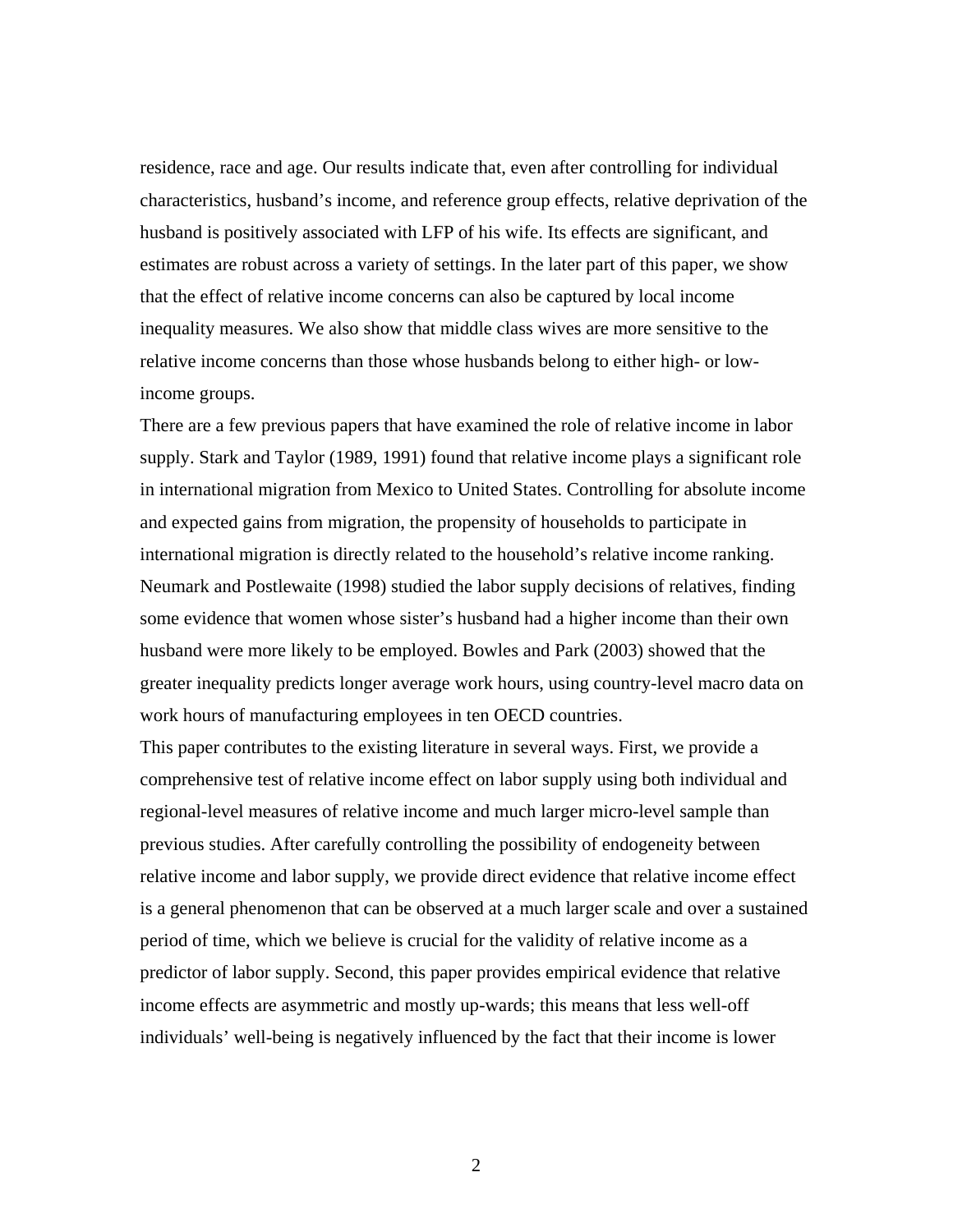residence, race and age. Our results indicate that, even after controlling for individual characteristics, husband's income, and reference group effects, relative deprivation of the husband is positively associated with LFP of his wife. Its effects are significant, and estimates are robust across a variety of settings. In the later part of this paper, we show that the effect of relative income concerns can also be captured by local income inequality measures. We also show that middle class wives are more sensitive to the relative income concerns than those whose husbands belong to either high- or low-income groups.

There are a few previous papers that have examined the role of relative income in labor supply. Stark and Taylor (1989, 1991) found that relative income plays a significant role in international migration from Mexico to United States. Controlling for absolute income and expected gains from migration, the propensity of households to participate in international migration is directly related to the household's relative income ranking. Neumark and Postlewaite (1998) studied the labor supply decisions of relatives, finding some evidence that women whose sister's husband had a higher income than their own husband were more likely to be employed. Bowles and Park (2003) showed that the greater inequality predicts longer average work hours, using country-level macro data on work hours of manufacturing employees in ten OECD countries.

This paper contributes to the existing literature in several ways. First, we provide a comprehensive test of relative income effect on labor supply using both individual and regional-level measures of relative income and much larger micro-level sample than previous studies. After carefully controlling the possibility of endogeneity between relative income and labor supply, we provide direct evidence that relative income effect is a general phenomenon that can be observed at a much larger scale and over a sustained period of time, which we believe is crucial for the validity of relative income as a predictor of labor supply. Second, this paper provides empirical evidence that relative income effects are asymmetric and mostly up-wards; this means that less well-off individuals' well-being is negatively influenced by the fact that their income is lower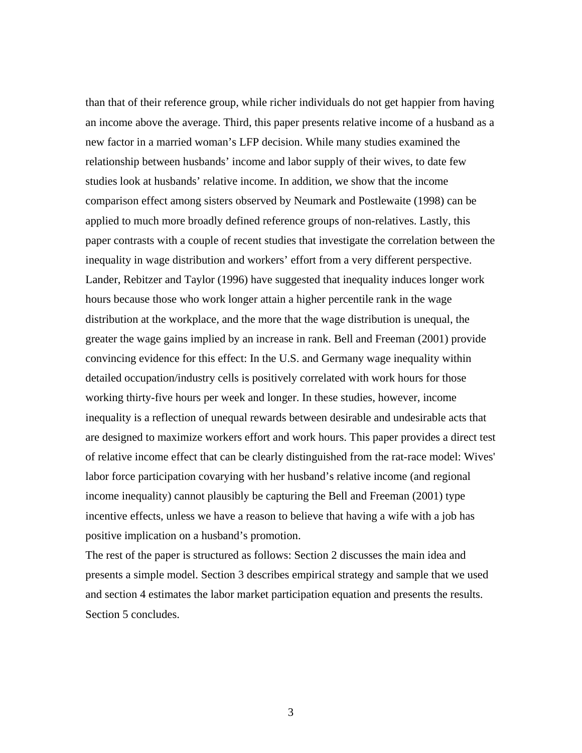than that of their reference group, while richer individuals do not get happier from having an income above the average. Third, this paper presents relative income of a husband as a new factor in a married woman's LFP decision. While many studies examined the relationship between husbands' income and labor supply of their wives, to date few studies look at husbands' relative income. In addition, we show that the income comparison effect among sisters observed by Neumark and Postlewaite (1998) can be applied to much more broadly defined reference groups of non-relatives. Lastly, this paper contrasts with a couple of recent studies that investigate the correlation between the inequality in wage distribution and workers' effort from a very different perspective. Lander, Rebitzer and Taylor (1996) have suggested that inequality induces longer work hours because those who work longer attain a higher percentile rank in the wage distribution at the workplace, and the more that the wage distribution is unequal, the greater the wage gains implied by an increase in rank. Bell and Freeman (2001) provide convincing evidence for this effect: In the U.S. and Germany wage inequality within detailed occupation/industry cells is positively correlated with work hours for those working thirty-five hours per week and longer. In these studies, however, income inequality is a reflection of unequal rewards between desirable and undesirable acts that are designed to maximize workers effort and work hours. This paper provides a direct test of relative income effect that can be clearly distinguished from the rat-race model: Wives' labor force participation covarying with her husband's relative income (and regional income inequality) cannot plausibly be capturing the Bell and Freeman (2001) type incentive effects, unless we have a reason to believe that having a wife with a job has positive implication on a husband's promotion.

The rest of the paper is structured as follows: Section 2 discusses the main idea and presents a simple model. Section 3 describes empirical strategy and sample that we used and section 4 estimates the labor market participation equation and presents the results. Section 5 concludes.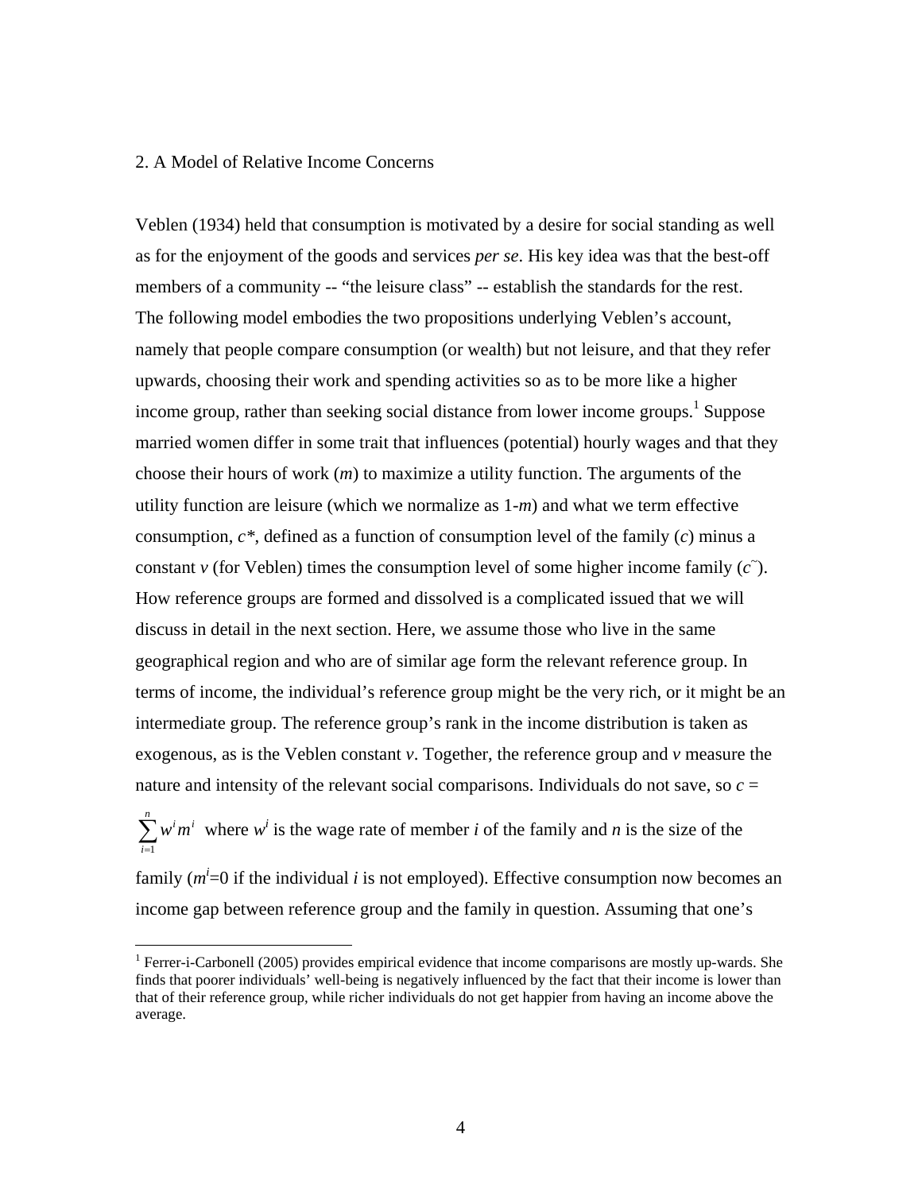## 2. A Model of Relative Income Concerns

Veblen (1934) held that consumption is motivated by a desire for social standing as well as for the enjoyment of the goods and services *per se*. His key idea was that the best-off members of a community -- "the leisure class" -- establish the standards for the rest. The following model embodies the two propositions underlying Veblen's account, namely that people compare consumption (or wealth) but not leisure, and that they refer upwards, choosing their work and spending activities so as to be more like a higher income group, rather than seeking social distance from lower income groups.[1] Suppose married women differ in some trait that influences (potential) hourly wages and that they choose their hours of work ($m$) to maximize a utility function. The arguments of the utility function are leisure (which we normalize as $1$-$m$) and what we term effective consumption, $c^*$, defined as a function of consumption level of the family ($c$) minus a constant $v$ (for Veblen) times the consumption level of some higher income family ($\tilde{c}$). How reference groups are formed and dissolved is a complicated issued that we will discuss in detail in the next section. Here, we assume those who live in the same geographical region and who are of similar age form the relevant reference group. In terms of income, the individual's reference group might be the very rich, or it might be an intermediate group. The reference group's rank in the income distribution is taken as exogenous, as is the Veblen constant $v$. Together, the reference group and $v$ measure the nature and intensity of the relevant social comparisons. Individuals do not save, so $c = \sum_{i=1}^{n} w^i m^i$ where $w^i$ is the wage rate of member $i$ of the family and $n$ is the size of the family ($m^i$=0 if the individual $i$ is not employed). Effective consumption now becomes an income gap between reference group and the family in question. Assuming that one's

[1] Ferrer-i-Carbonell (2005) provides empirical evidence that income comparisons are mostly up-wards. She finds that poorer individuals' well-being is negatively influenced by the fact that their income is lower than that of their reference group, while richer individuals do not get happier from having an income above the average.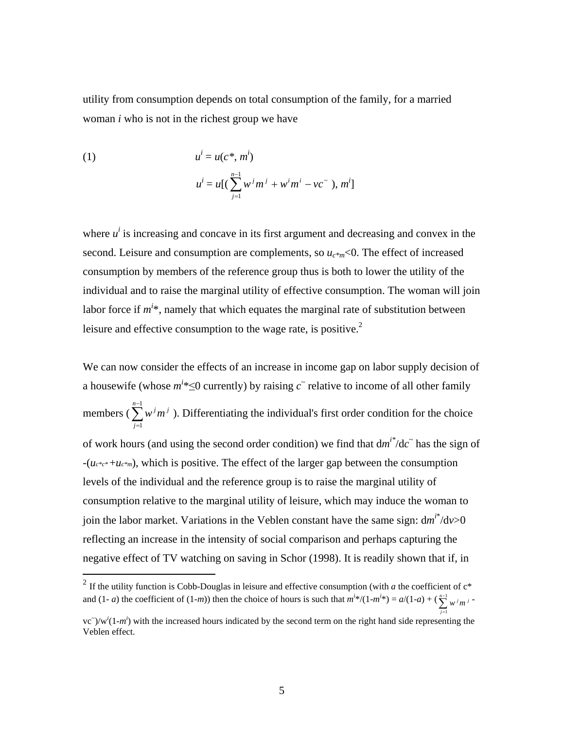utility from consumption depends on total consumption of the family, for a married woman *i* who is not in the richest group we have

$$
\text{(1)} \qquad u^i = u(c^*, m^i)
$$

$$
u^i = u[(\sum_{j=1}^{n-1} w^j m^j + w^i m^i - vc^{\sim}), m^i]
$$

where $u^i$ is increasing and concave in its first argument and decreasing and convex in the second. Leisure and consumption are complements, so $u_{c^*m}<0$. The effect of increased consumption by members of the reference group thus is both to lower the utility of the individual and to raise the marginal utility of effective consumption. The woman will join labor force if $m^{i*}$, namely that which equates the marginal rate of substitution between leisure and effective consumption to the wage rate, is positive.[2]

We can now consider the effects of an increase in income gap on labor supply decision of a housewife (whose $m^{i*} \leq 0$ currently) by raising $c^{\sim}$ relative to income of all other family members ($\sum_{j=1}^{n-1} w^j m^j$). Differentiating the individual's first order condition for the choice of work hours (and using the second order condition) we find that $dm^{i*}/dc^{\sim}$ has the sign of $-(u_{c^*c^*}+u_{c^*m})$, which is positive. The effect of the larger gap between the consumption levels of the individual and the reference group is to raise the marginal utility of consumption relative to the marginal utility of leisure, which may induce the woman to join the labor market. Variations in the Veblen constant have the same sign: $dm^{i*}/dv>0$ reflecting an increase in the intensity of social comparison and perhaps capturing the negative effect of TV watching on saving in Schor (1998). It is readily shown that if, in

---

[2] If the utility function is Cobb-Douglas in leisure and effective consumption (with *a* the coefficient of $c^*$ and $(1-a)$ the coefficient of $(1-m)$) then the choice of hours is such that $m^{i*}/(1-m^{i*}) = a/(1-a) + (\sum_{j=1}^{n-1} w^j m^j - vc^{\sim})/w^i(1-m^i)$ with the increased hours indicated by the second term on the right hand side representing the Veblen effect.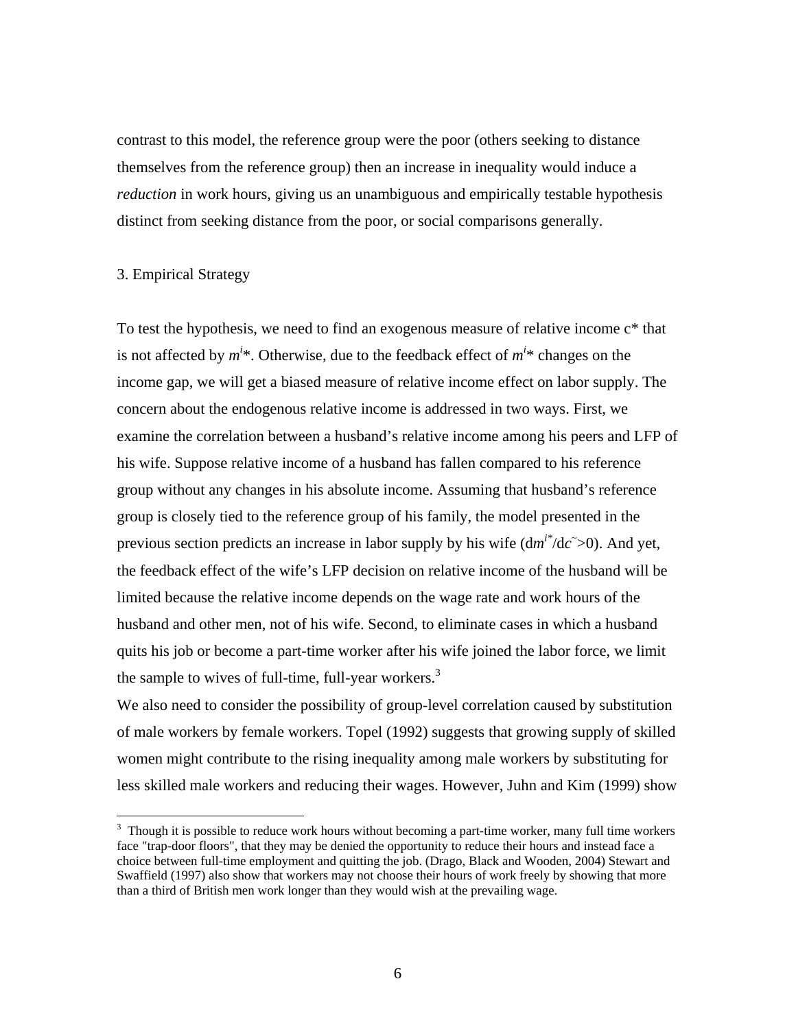contrast to this model, the reference group were the poor (others seeking to distance themselves from the reference group) then an increase in inequality would induce a *reduction* in work hours, giving us an unambiguous and empirically testable hypothesis distinct from seeking distance from the poor, or social comparisons generally.

## 3. Empirical Strategy

To test the hypothesis, we need to find an exogenous measure of relative income c* that is not affected by $m^i$*. Otherwise, due to the feedback effect of $m^i$* changes on the income gap, we will get a biased measure of relative income effect on labor supply. The concern about the endogenous relative income is addressed in two ways. First, we examine the correlation between a husband's relative income among his peers and LFP of his wife. Suppose relative income of a husband has fallen compared to his reference group without any changes in his absolute income. Assuming that husband's reference group is closely tied to the reference group of his family, the model presented in the previous section predicts an increase in labor supply by his wife ($dm^{i*}/d\tilde{c}>0$). And yet, the feedback effect of the wife's LFP decision on relative income of the husband will be limited because the relative income depends on the wage rate and work hours of the husband and other men, not of his wife. Second, to eliminate cases in which a husband quits his job or become a part-time worker after his wife joined the labor force, we limit the sample to wives of full-time, full-year workers.[3]

We also need to consider the possibility of group-level correlation caused by substitution of male workers by female workers. Topel (1992) suggests that growing supply of skilled women might contribute to the rising inequality among male workers by substituting for less skilled male workers and reducing their wages. However, Juhn and Kim (1999) show

[3] Though it is possible to reduce work hours without becoming a part-time worker, many full time workers face "trap-door floors", that they may be denied the opportunity to reduce their hours and instead face a choice between full-time employment and quitting the job. (Drago, Black and Wooden, 2004) Stewart and Swaffield (1997) also show that workers may not choose their hours of work freely by showing that more than a third of British men work longer than they would wish at the prevailing wage.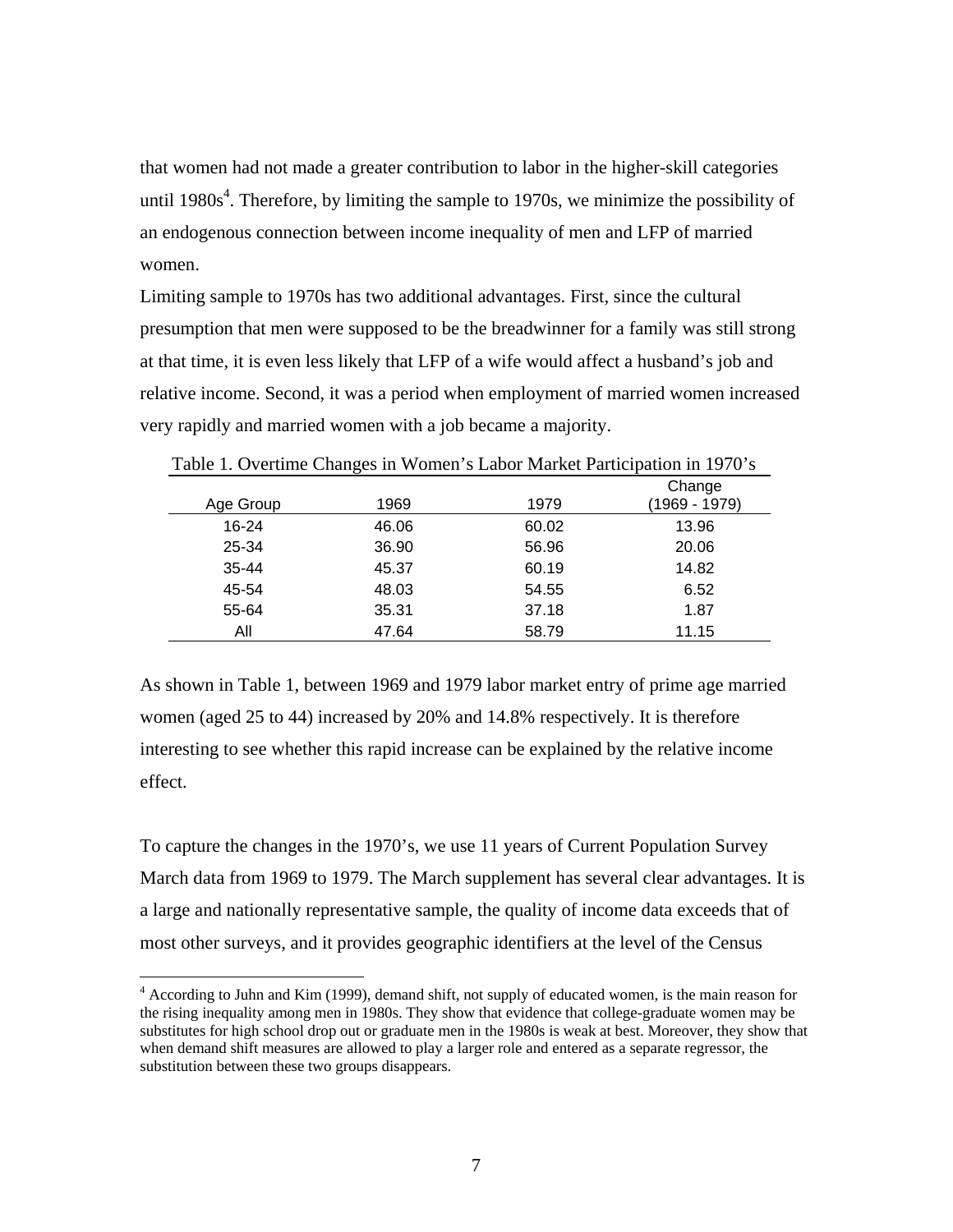that women had not made a greater contribution to labor in the higher-skill categories until 1980s[4]. Therefore, by limiting the sample to 1970s, we minimize the possibility of an endogenous connection between income inequality of men and LFP of married women.

Limiting sample to 1970s has two additional advantages. First, since the cultural presumption that men were supposed to be the breadwinner for a family was still strong at that time, it is even less likely that LFP of a wife would affect a husband's job and relative income. Second, it was a period when employment of married women increased very rapidly and married women with a job became a majority.

Table 1. Overtime Changes in Women's Labor Market Participation in 1970's

| Age Group | 1969 | 1979 | Change (1969 - 1979) |
|---|---|---|---|
| 16-24 | 46.06 | 60.02 | 13.96 |
| 25-34 | 36.90 | 56.96 | 20.06 |
| 35-44 | 45.37 | 60.19 | 14.82 |
| 45-54 | 48.03 | 54.55 | 6.52 |
| 55-64 | 35.31 | 37.18 | 1.87 |
| All | 47.64 | 58.79 | 11.15 |

As shown in Table 1, between 1969 and 1979 labor market entry of prime age married women (aged 25 to 44) increased by 20% and 14.8% respectively. It is therefore interesting to see whether this rapid increase can be explained by the relative income effect.

To capture the changes in the 1970's, we use 11 years of Current Population Survey March data from 1969 to 1979. The March supplement has several clear advantages. It is a large and nationally representative sample, the quality of income data exceeds that of most other surveys, and it provides geographic identifiers at the level of the Census

[4] According to Juhn and Kim (1999), demand shift, not supply of educated women, is the main reason for the rising inequality among men in 1980s. They show that evidence that college-graduate women may be substitutes for high school drop out or graduate men in the 1980s is weak at best. Moreover, they show that when demand shift measures are allowed to play a larger role and entered as a separate regressor, the substitution between these two groups disappears.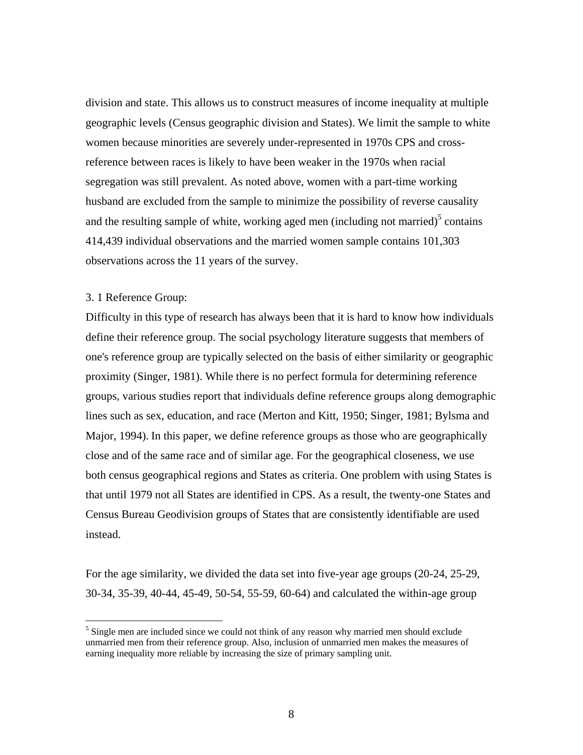division and state. This allows us to construct measures of income inequality at multiple geographic levels (Census geographic division and States). We limit the sample to white women because minorities are severely under-represented in 1970s CPS and cross-reference between races is likely to have been weaker in the 1970s when racial segregation was still prevalent. As noted above, women with a part-time working husband are excluded from the sample to minimize the possibility of reverse causality and the resulting sample of white, working aged men (including not married)[5] contains 414,439 individual observations and the married women sample contains 101,303 observations across the 11 years of the survey.

### 3. 1 Reference Group:

Difficulty in this type of research has always been that it is hard to know how individuals define their reference group. The social psychology literature suggests that members of one's reference group are typically selected on the basis of either similarity or geographic proximity (Singer, 1981). While there is no perfect formula for determining reference groups, various studies report that individuals define reference groups along demographic lines such as sex, education, and race (Merton and Kitt, 1950; Singer, 1981; Bylsma and Major, 1994). In this paper, we define reference groups as those who are geographically close and of the same race and of similar age. For the geographical closeness, we use both census geographical regions and States as criteria. One problem with using States is that until 1979 not all States are identified in CPS. As a result, the twenty-one States and Census Bureau Geodivision groups of States that are consistently identifiable are used instead.

For the age similarity, we divided the data set into five-year age groups (20-24, 25-29, 30-34, 35-39, 40-44, 45-49, 50-54, 55-59, 60-64) and calculated the within-age group

[5] Single men are included since we could not think of any reason why married men should exclude unmarried men from their reference group. Also, inclusion of unmarried men makes the measures of earning inequality more reliable by increasing the size of primary sampling unit.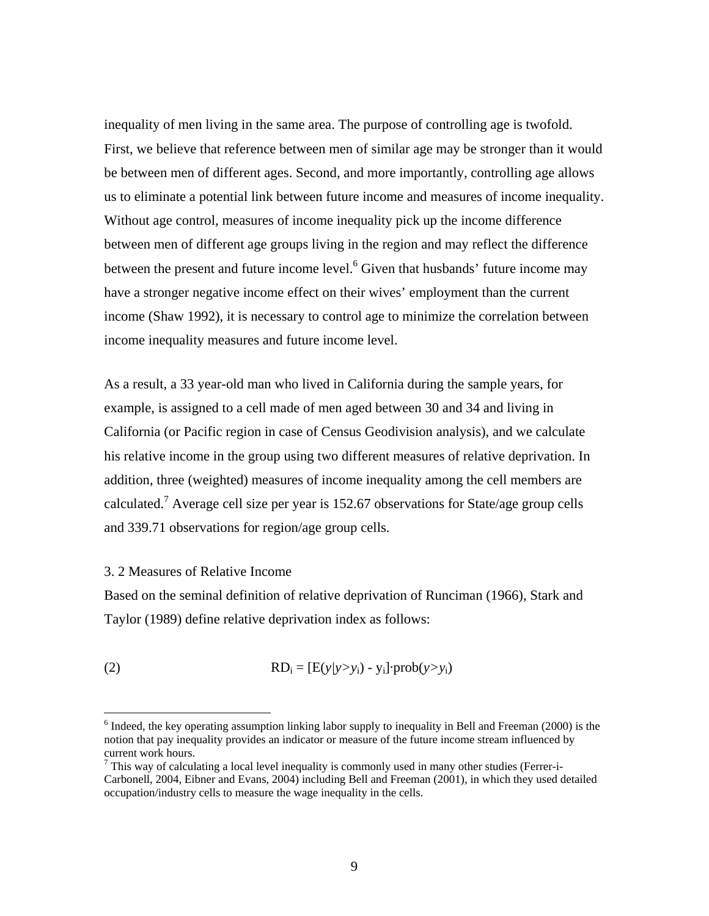inequality of men living in the same area. The purpose of controlling age is twofold. First, we believe that reference between men of similar age may be stronger than it would be between men of different ages. Second, and more importantly, controlling age allows us to eliminate a potential link between future income and measures of income inequality. Without age control, measures of income inequality pick up the income difference between men of different age groups living in the region and may reflect the difference between the present and future income level.[6] Given that husbands' future income may have a stronger negative income effect on their wives' employment than the current income (Shaw 1992), it is necessary to control age to minimize the correlation between income inequality measures and future income level.

As a result, a 33 year-old man who lived in California during the sample years, for example, is assigned to a cell made of men aged between 30 and 34 and living in California (or Pacific region in case of Census Geodivision analysis), and we calculate his relative income in the group using two different measures of relative deprivation. In addition, three (weighted) measures of income inequality among the cell members are calculated.[7] Average cell size per year is 152.67 observations for State/age group cells and 339.71 observations for region/age group cells.

### 3. 2 Measures of Relative Income

Based on the seminal definition of relative deprivation of Runciman (1966), Stark and Taylor (1989) define relative deprivation index as follows:

$$RD_i = [E(y|y>y_i) - y_i]\cdot \text{prob}(y>y_i) \qquad (2)$$

---

[6] Indeed, the key operating assumption linking labor supply to inequality in Bell and Freeman (2000) is the notion that pay inequality provides an indicator or measure of the future income stream influenced by current work hours.

[7] This way of calculating a local level inequality is commonly used in many other studies (Ferrer-i-Carbonell, 2004, Eibner and Evans, 2004) including Bell and Freeman (2001), in which they used detailed occupation/industry cells to measure the wage inequality in the cells.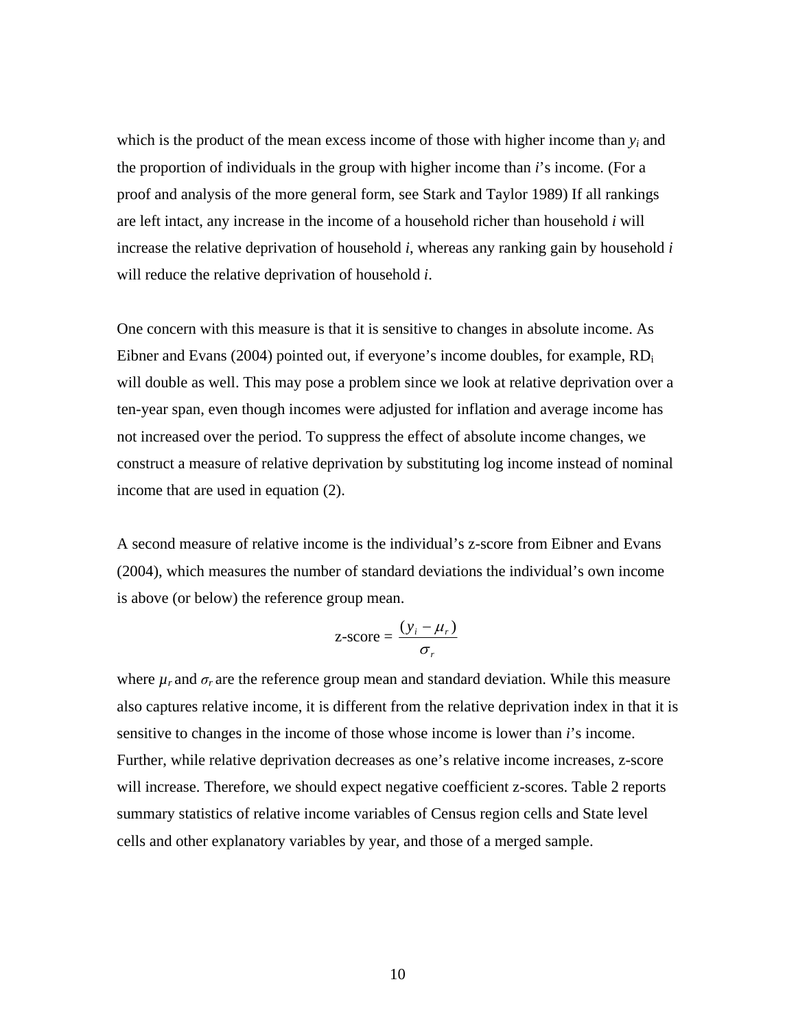which is the product of the mean excess income of those with higher income than $y_i$ and the proportion of individuals in the group with higher income than *i*'s income. (For a proof and analysis of the more general form, see Stark and Taylor 1989) If all rankings are left intact, any increase in the income of a household richer than household *i* will increase the relative deprivation of household *i*, whereas any ranking gain by household *i* will reduce the relative deprivation of household *i*.

One concern with this measure is that it is sensitive to changes in absolute income. As Eibner and Evans (2004) pointed out, if everyone's income doubles, for example, $RD_i$ will double as well. This may pose a problem since we look at relative deprivation over a ten-year span, even though incomes were adjusted for inflation and average income has not increased over the period. To suppress the effect of absolute income changes, we construct a measure of relative deprivation by substituting log income instead of nominal income that are used in equation (2).

A second measure of relative income is the individual's z-score from Eibner and Evans (2004), which measures the number of standard deviations the individual's own income is above (or below) the reference group mean.

$$\text{z-score} = \frac{(y_i - \mu_r)}{\sigma_r}$$

where $\mu_r$ and $\sigma_r$ are the reference group mean and standard deviation. While this measure also captures relative income, it is different from the relative deprivation index in that it is sensitive to changes in the income of those whose income is lower than *i*'s income. Further, while relative deprivation decreases as one's relative income increases, z-score will increase. Therefore, we should expect negative coefficient z-scores. Table 2 reports summary statistics of relative income variables of Census region cells and State level cells and other explanatory variables by year, and those of a merged sample.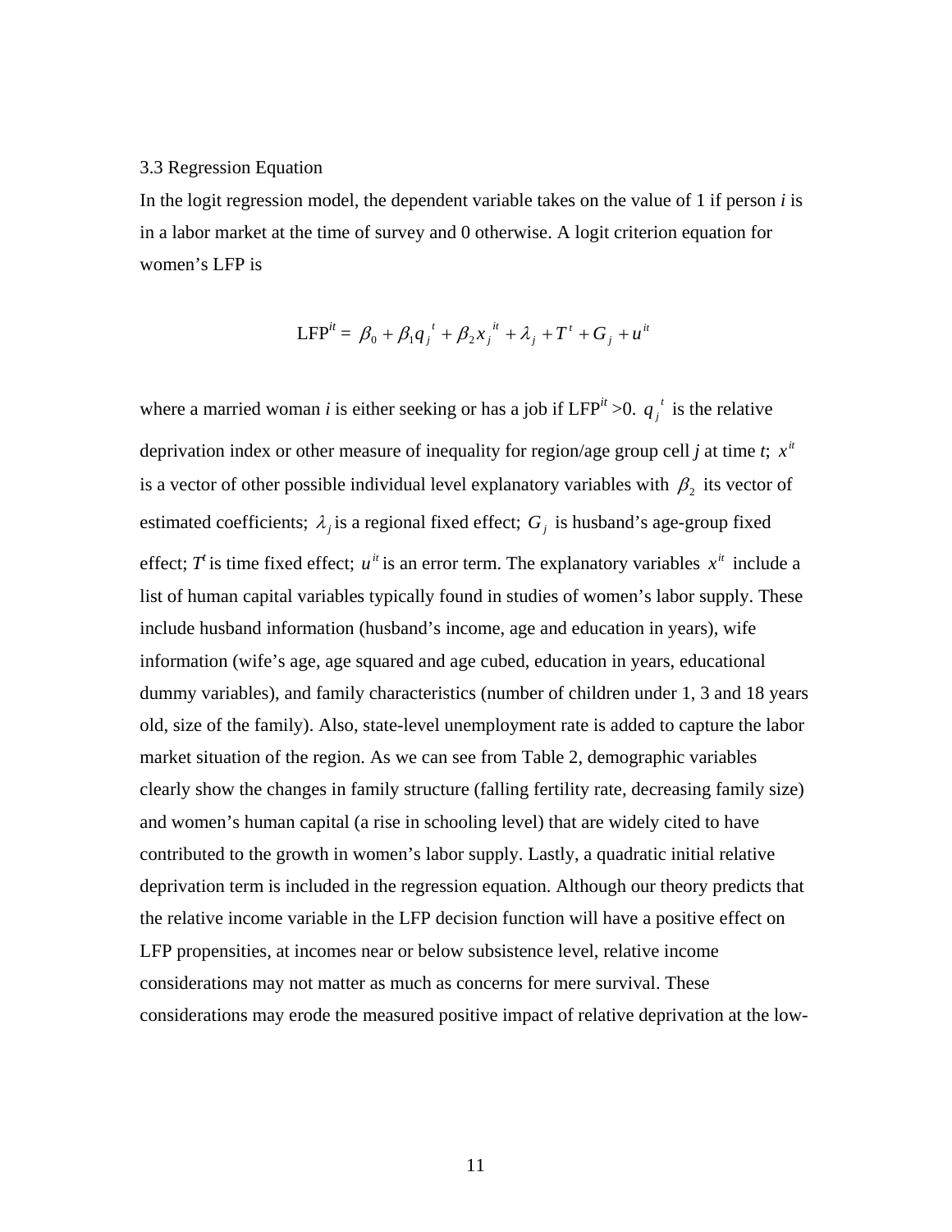### 3.3 Regression Equation

In the logit regression model, the dependent variable takes on the value of 1 if person *i* is in a labor market at the time of survey and 0 otherwise. A logit criterion equation for women's LFP is

$$\text{LFP}^{it} = \beta_0 + \beta_1 q_j^{\ t} + \beta_2 x_j^{\ it} + \lambda_j + T^t + G_j + u^{it}$$

where a married woman *i* is either seeking or has a job if LFP$^{it}$ >0. $q_j^{\ t}$ is the relative deprivation index or other measure of inequality for region/age group cell *j* at time *t*; $x^{it}$ is a vector of other possible individual level explanatory variables with $\beta_2$ its vector of estimated coefficients; $\lambda_j$ is a regional fixed effect; $G_j$ is husband's age-group fixed effect; $T^t$ is time fixed effect; $u^{it}$ is an error term. The explanatory variables $x^{it}$ include a list of human capital variables typically found in studies of women's labor supply. These include husband information (husband's income, age and education in years), wife information (wife's age, age squared and age cubed, education in years, educational dummy variables), and family characteristics (number of children under 1, 3 and 18 years old, size of the family). Also, state-level unemployment rate is added to capture the labor market situation of the region. As we can see from Table 2, demographic variables clearly show the changes in family structure (falling fertility rate, decreasing family size) and women's human capital (a rise in schooling level) that are widely cited to have contributed to the growth in women's labor supply. Lastly, a quadratic initial relative deprivation term is included in the regression equation. Although our theory predicts that the relative income variable in the LFP decision function will have a positive effect on LFP propensities, at incomes near or below subsistence level, relative income considerations may not matter as much as concerns for mere survival. These considerations may erode the measured positive impact of relative deprivation at the low-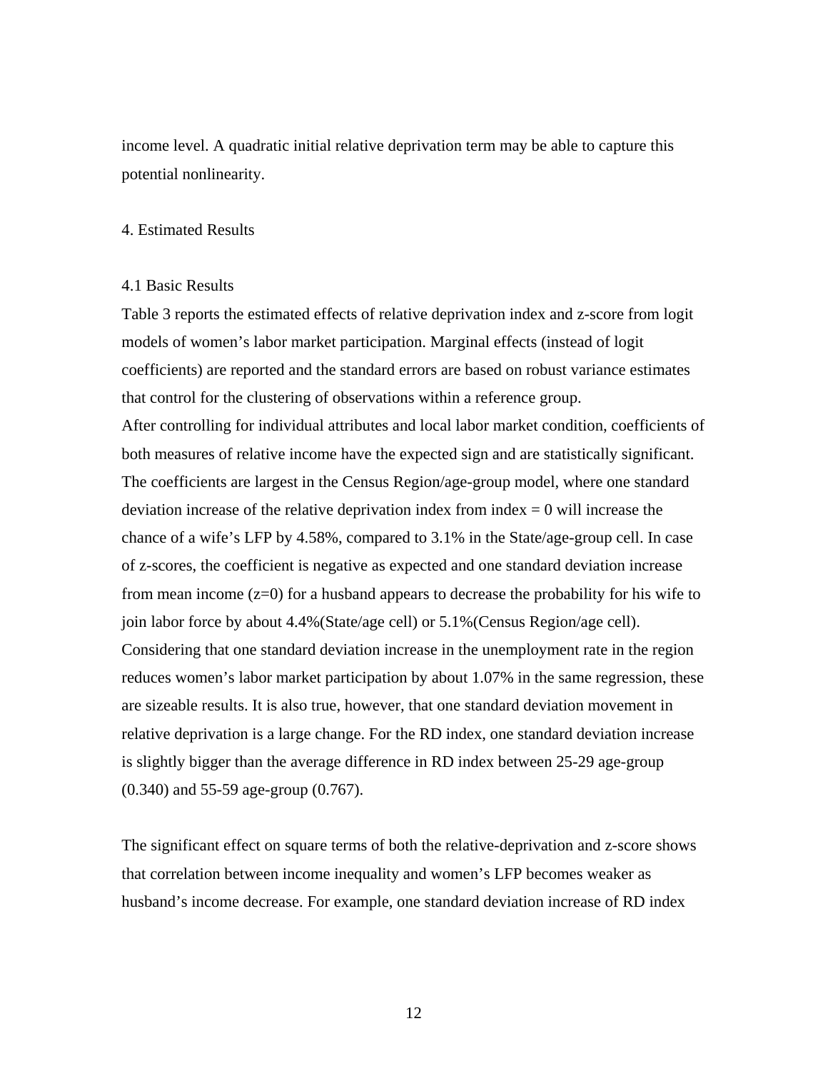income level. A quadratic initial relative deprivation term may be able to capture this potential nonlinearity.

## 4. Estimated Results

### 4.1 Basic Results

Table 3 reports the estimated effects of relative deprivation index and z-score from logit models of women's labor market participation. Marginal effects (instead of logit coefficients) are reported and the standard errors are based on robust variance estimates that control for the clustering of observations within a reference group.

After controlling for individual attributes and local labor market condition, coefficients of both measures of relative income have the expected sign and are statistically significant. The coefficients are largest in the Census Region/age-group model, where one standard deviation increase of the relative deprivation index from index = 0 will increase the chance of a wife's LFP by 4.58%, compared to 3.1% in the State/age-group cell. In case of z-scores, the coefficient is negative as expected and one standard deviation increase from mean income (z=0) for a husband appears to decrease the probability for his wife to join labor force by about 4.4%(State/age cell) or 5.1%(Census Region/age cell). Considering that one standard deviation increase in the unemployment rate in the region reduces women's labor market participation by about 1.07% in the same regression, these are sizeable results. It is also true, however, that one standard deviation movement in relative deprivation is a large change. For the RD index, one standard deviation increase is slightly bigger than the average difference in RD index between 25-29 age-group (0.340) and 55-59 age-group (0.767).

The significant effect on square terms of both the relative-deprivation and z-score shows that correlation between income inequality and women's LFP becomes weaker as husband's income decrease. For example, one standard deviation increase of RD index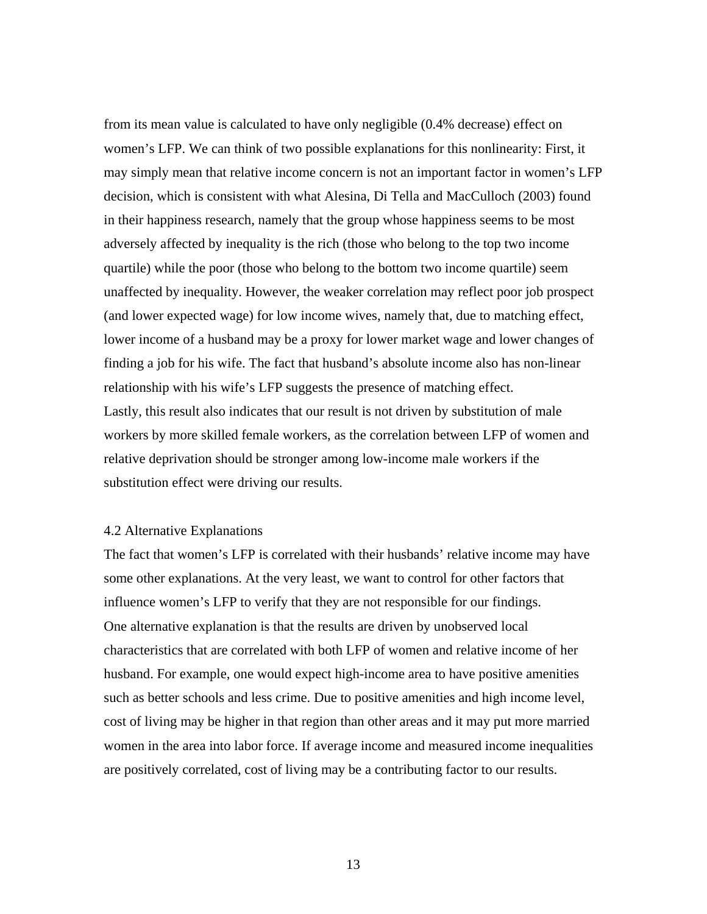from its mean value is calculated to have only negligible (0.4% decrease) effect on women's LFP. We can think of two possible explanations for this nonlinearity: First, it may simply mean that relative income concern is not an important factor in women's LFP decision, which is consistent with what Alesina, Di Tella and MacCulloch (2003) found in their happiness research, namely that the group whose happiness seems to be most adversely affected by inequality is the rich (those who belong to the top two income quartile) while the poor (those who belong to the bottom two income quartile) seem unaffected by inequality. However, the weaker correlation may reflect poor job prospect (and lower expected wage) for low income wives, namely that, due to matching effect, lower income of a husband may be a proxy for lower market wage and lower changes of finding a job for his wife. The fact that husband's absolute income also has non-linear relationship with his wife's LFP suggests the presence of matching effect.

Lastly, this result also indicates that our result is not driven by substitution of male workers by more skilled female workers, as the correlation between LFP of women and relative deprivation should be stronger among low-income male workers if the substitution effect were driving our results.

### 4.2 Alternative Explanations

The fact that women's LFP is correlated with their husbands' relative income may have some other explanations. At the very least, we want to control for other factors that influence women's LFP to verify that they are not responsible for our findings.

One alternative explanation is that the results are driven by unobserved local characteristics that are correlated with both LFP of women and relative income of her husband. For example, one would expect high-income area to have positive amenities such as better schools and less crime. Due to positive amenities and high income level, cost of living may be higher in that region than other areas and it may put more married women in the area into labor force. If average income and measured income inequalities are positively correlated, cost of living may be a contributing factor to our results.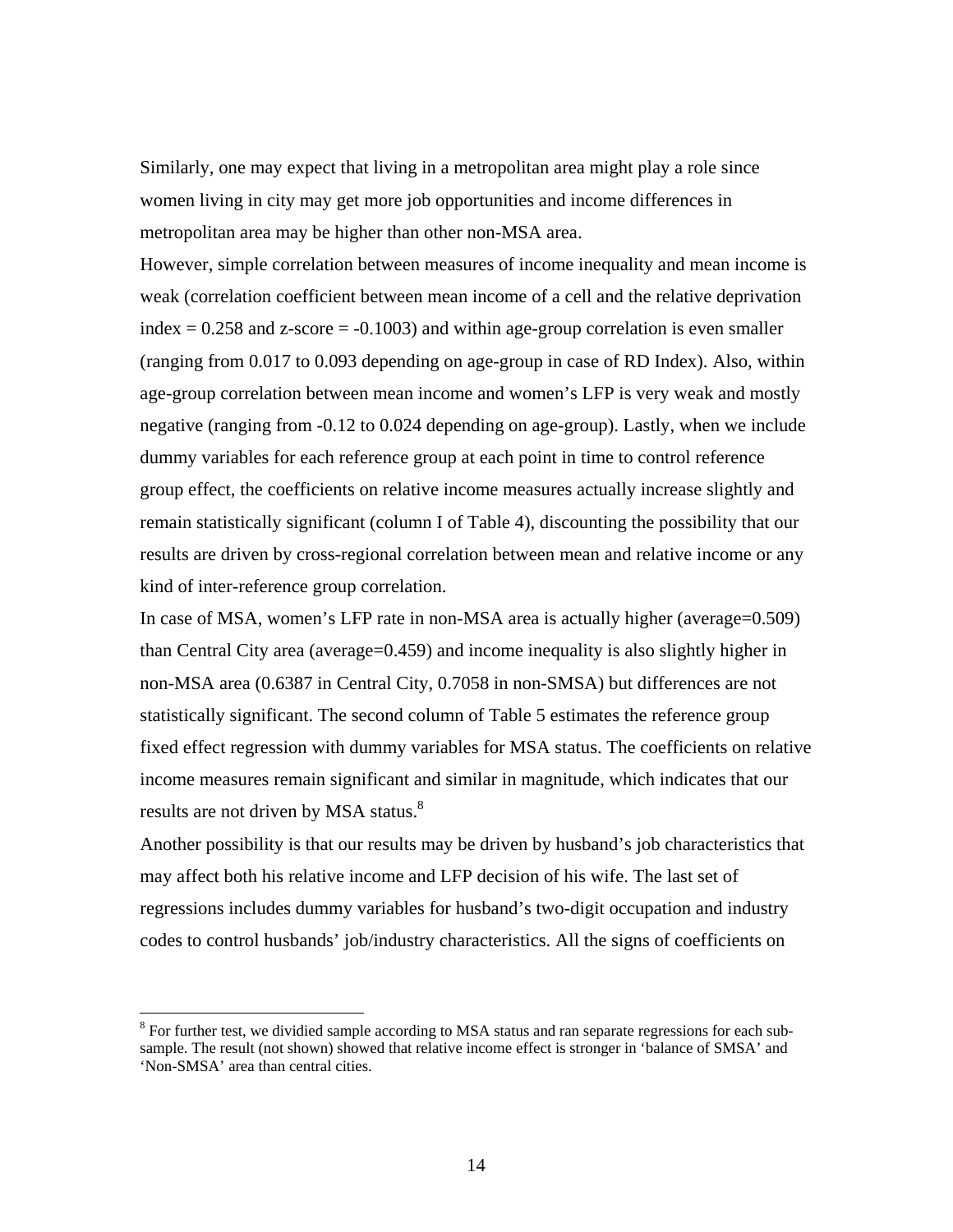Similarly, one may expect that living in a metropolitan area might play a role since women living in city may get more job opportunities and income differences in metropolitan area may be higher than other non-MSA area.

However, simple correlation between measures of income inequality and mean income is weak (correlation coefficient between mean income of a cell and the relative deprivation index = 0.258 and z-score = -0.1003) and within age-group correlation is even smaller (ranging from 0.017 to 0.093 depending on age-group in case of RD Index). Also, within age-group correlation between mean income and women's LFP is very weak and mostly negative (ranging from -0.12 to 0.024 depending on age-group). Lastly, when we include dummy variables for each reference group at each point in time to control reference group effect, the coefficients on relative income measures actually increase slightly and remain statistically significant (column I of Table 4), discounting the possibility that our results are driven by cross-regional correlation between mean and relative income or any kind of inter-reference group correlation.

In case of MSA, women's LFP rate in non-MSA area is actually higher (average=0.509) than Central City area (average=0.459) and income inequality is also slightly higher in non-MSA area (0.6387 in Central City, 0.7058 in non-SMSA) but differences are not statistically significant. The second column of Table 5 estimates the reference group fixed effect regression with dummy variables for MSA status. The coefficients on relative income measures remain significant and similar in magnitude, which indicates that our results are not driven by MSA status.[8]

Another possibility is that our results may be driven by husband's job characteristics that may affect both his relative income and LFP decision of his wife. The last set of regressions includes dummy variables for husband's two-digit occupation and industry codes to control husbands' job/industry characteristics. All the signs of coefficients on

[8] For further test, we dividied sample according to MSA status and ran separate regressions for each sub-sample. The result (not shown) showed that relative income effect is stronger in 'balance of SMSA' and 'Non-SMSA' area than central cities.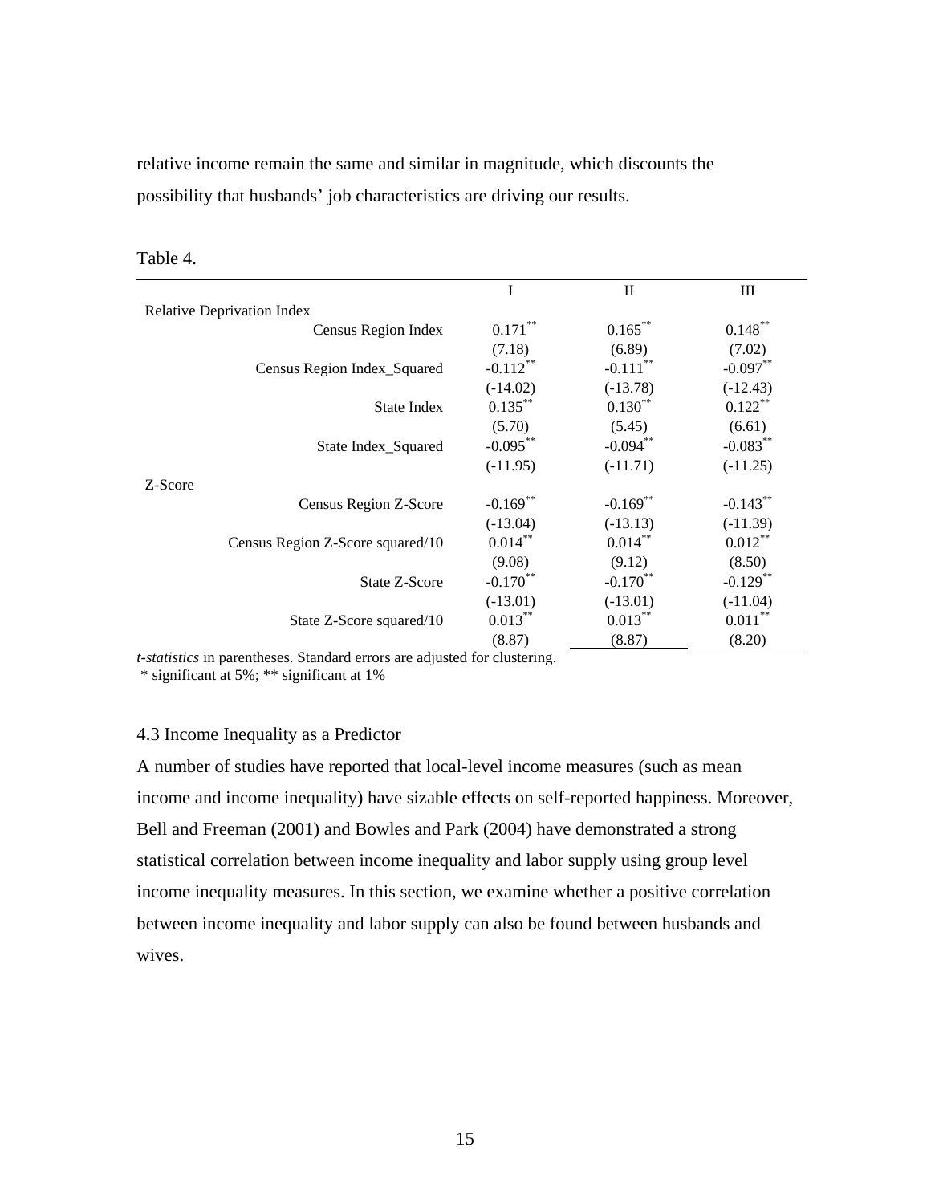relative income remain the same and similar in magnitude, which discounts the possibility that husbands' job characteristics are driving our results.

Table 4.

| | I | II | III |
|---|---|---|---|
| Relative Deprivation Index | | | |
| Census Region Index | 0.171** | 0.165** | 0.148** |
| | (7.18) | (6.89) | (7.02) |
| Census Region Index_Squared | -0.112** | -0.111** | -0.097** |
| | (-14.02) | (-13.78) | (-12.43) |
| State Index | 0.135** | 0.130** | 0.122** |
| | (5.70) | (5.45) | (6.61) |
| State Index_Squared | -0.095** | -0.094** | -0.083** |
| | (-11.95) | (-11.71) | (-11.25) |
| Z-Score | | | |
| Census Region Z-Score | -0.169** | -0.169** | -0.143** |
| | (-13.04) | (-13.13) | (-11.39) |
| Census Region Z-Score squared/10 | 0.014** | 0.014** | 0.012** |
| | (9.08) | (9.12) | (8.50) |
| State Z-Score | -0.170** | -0.170** | -0.129** |
| | (-13.01) | (-13.01) | (-11.04) |
| State Z-Score squared/10 | 0.013** | 0.013** | 0.011** |
| | (8.87) | (8.87) | (8.20) |

*t-statistics* in parentheses. Standard errors are adjusted for clustering.
\* significant at 5%; ** significant at 1%

### 4.3 Income Inequality as a Predictor

A number of studies have reported that local-level income measures (such as mean income and income inequality) have sizable effects on self-reported happiness. Moreover, Bell and Freeman (2001) and Bowles and Park (2004) have demonstrated a strong statistical correlation between income inequality and labor supply using group level income inequality measures. In this section, we examine whether a positive correlation between income inequality and labor supply can also be found between husbands and wives.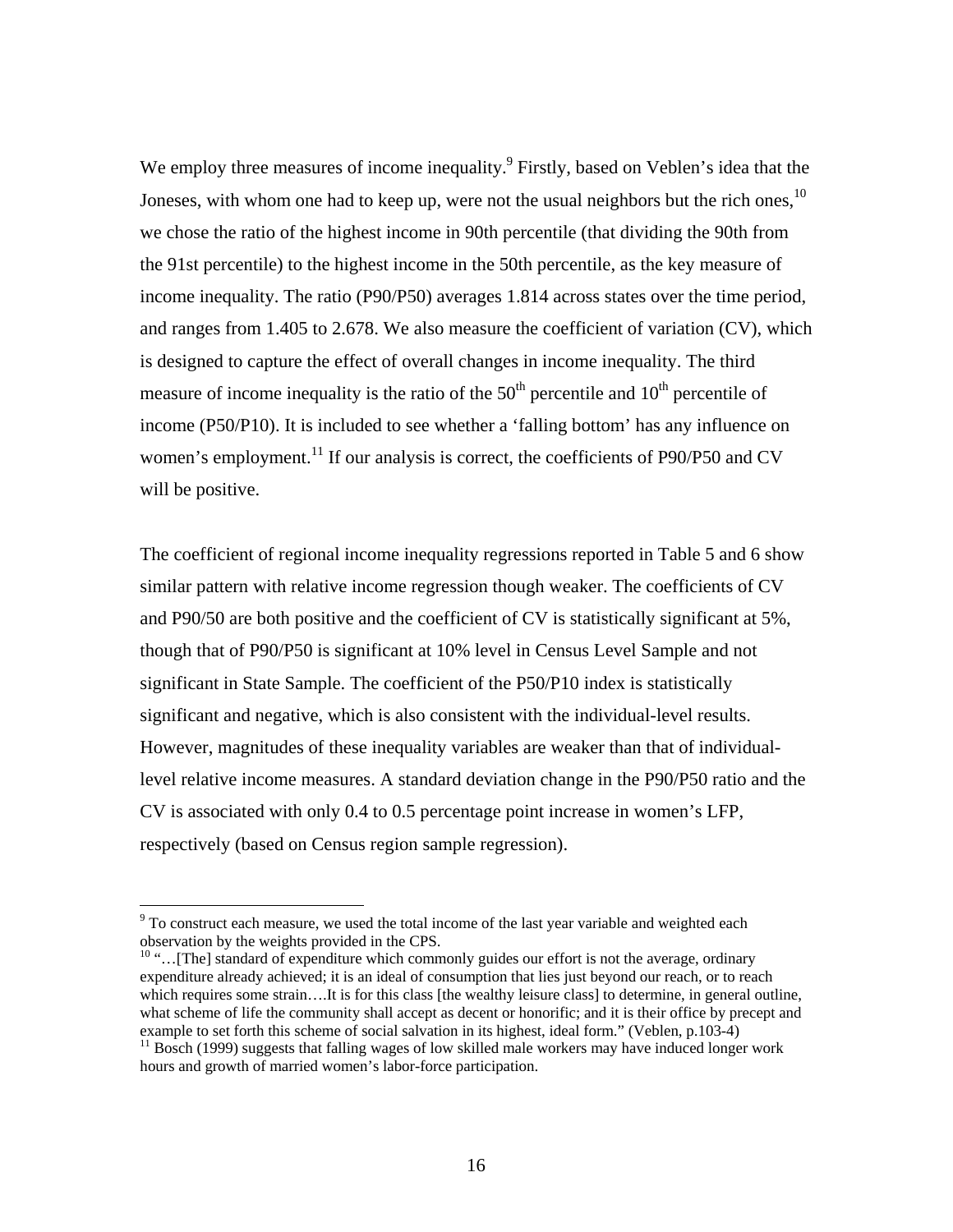We employ three measures of income inequality.[9] Firstly, based on Veblen's idea that the Joneses, with whom one had to keep up, were not the usual neighbors but the rich ones,[10] we chose the ratio of the highest income in 90th percentile (that dividing the 90th from the 91st percentile) to the highest income in the 50th percentile, as the key measure of income inequality. The ratio (P90/P50) averages 1.814 across states over the time period, and ranges from 1.405 to 2.678. We also measure the coefficient of variation (CV), which is designed to capture the effect of overall changes in income inequality. The third measure of income inequality is the ratio of the 50$^{th}$ percentile and 10$^{th}$ percentile of income (P50/P10). It is included to see whether a 'falling bottom' has any influence on women's employment.[11] If our analysis is correct, the coefficients of P90/P50 and CV will be positive.

The coefficient of regional income inequality regressions reported in Table 5 and 6 show similar pattern with relative income regression though weaker. The coefficients of CV and P90/50 are both positive and the coefficient of CV is statistically significant at 5%, though that of P90/P50 is significant at 10% level in Census Level Sample and not significant in State Sample. The coefficient of the P50/P10 index is statistically significant and negative, which is also consistent with the individual-level results. However, magnitudes of these inequality variables are weaker than that of individual-level relative income measures. A standard deviation change in the P90/P50 ratio and the CV is associated with only 0.4 to 0.5 percentage point increase in women's LFP, respectively (based on Census region sample regression).

---

[9] To construct each measure, we used the total income of the last year variable and weighted each observation by the weights provided in the CPS.

[10] "…[The] standard of expenditure which commonly guides our effort is not the average, ordinary expenditure already achieved; it is an ideal of consumption that lies just beyond our reach, or to reach which requires some strain….It is for this class [the wealthy leisure class] to determine, in general outline, what scheme of life the community shall accept as decent or honorific; and it is their office by precept and example to set forth this scheme of social salvation in its highest, ideal form." (Veblen, p.103-4)

[11] Bosch (1999) suggests that falling wages of low skilled male workers may have induced longer work hours and growth of married women's labor-force participation.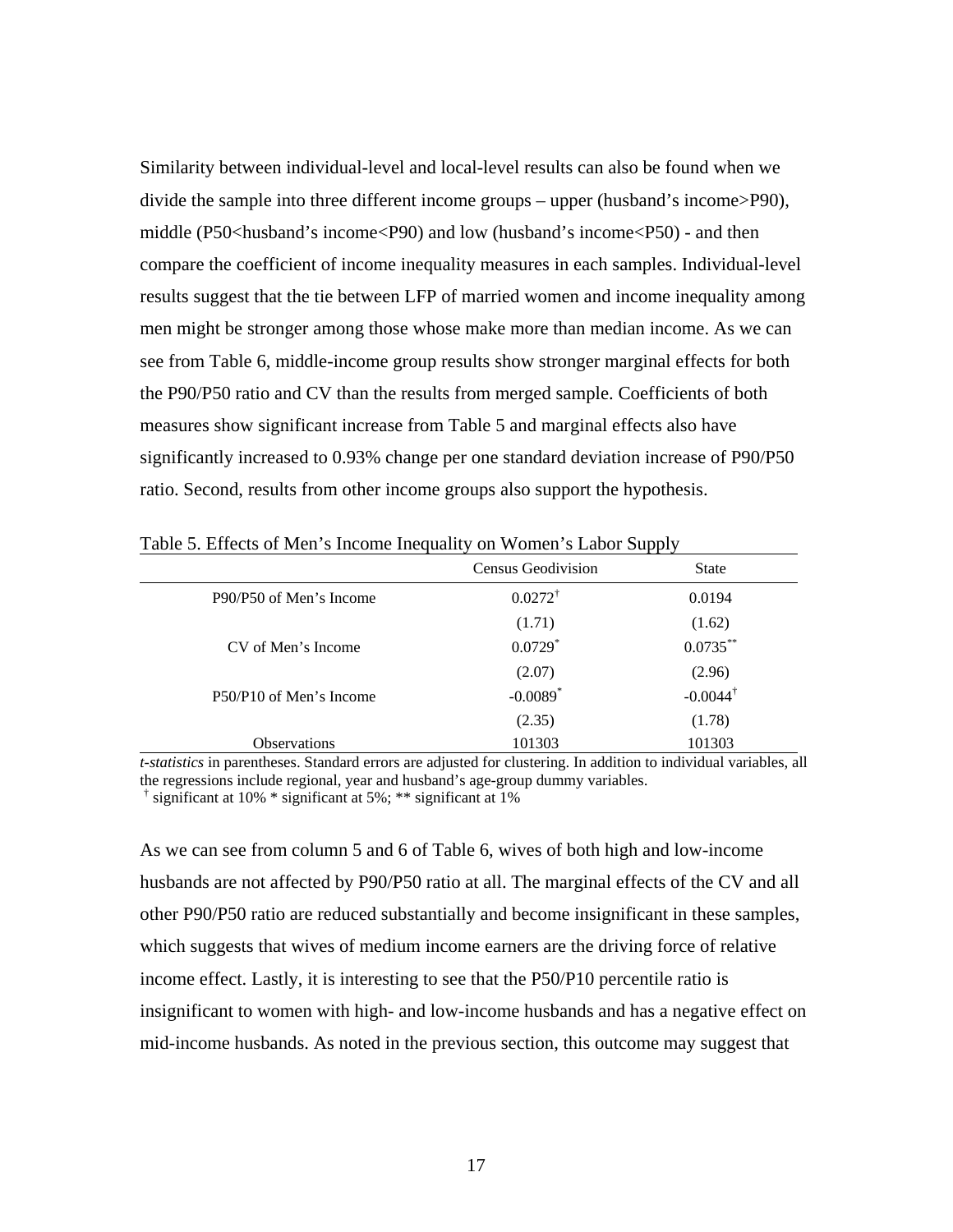Similarity between individual-level and local-level results can also be found when we divide the sample into three different income groups – upper (husband's income>P90), middle (P50<husband's income<P90) and low (husband's income<P50) - and then compare the coefficient of income inequality measures in each samples. Individual-level results suggest that the tie between LFP of married women and income inequality among men might be stronger among those whose make more than median income. As we can see from Table 6, middle-income group results show stronger marginal effects for both the P90/P50 ratio and CV than the results from merged sample. Coefficients of both measures show significant increase from Table 5 and marginal effects also have significantly increased to 0.93% change per one standard deviation increase of P90/P50 ratio. Second, results from other income groups also support the hypothesis.

Table 5. Effects of Men's Income Inequality on Women's Labor Supply

| | Census Geodivision | State |
|---|---|---|
| P90/P50 of Men's Income | 0.0272[†] | 0.0194 |
| | (1.71) | (1.62) |
| CV of Men's Income | 0.0729[*] | 0.0735[**] |
| | (2.07) | (2.96) |
| P50/P10 of Men's Income | -0.0089[*] | -0.0044[†] |
| | (2.35) | (1.78) |
| Observations | 101303 | 101303 |

*t-statistics* in parentheses. Standard errors are adjusted for clustering. In addition to individual variables, all the regressions include regional, year and husband's age-group dummy variables.
[†] significant at 10% * significant at 5%; ** significant at 1%

As we can see from column 5 and 6 of Table 6, wives of both high and low-income husbands are not affected by P90/P50 ratio at all. The marginal effects of the CV and all other P90/P50 ratio are reduced substantially and become insignificant in these samples, which suggests that wives of medium income earners are the driving force of relative income effect. Lastly, it is interesting to see that the P50/P10 percentile ratio is insignificant to women with high- and low-income husbands and has a negative effect on mid-income husbands. As noted in the previous section, this outcome may suggest that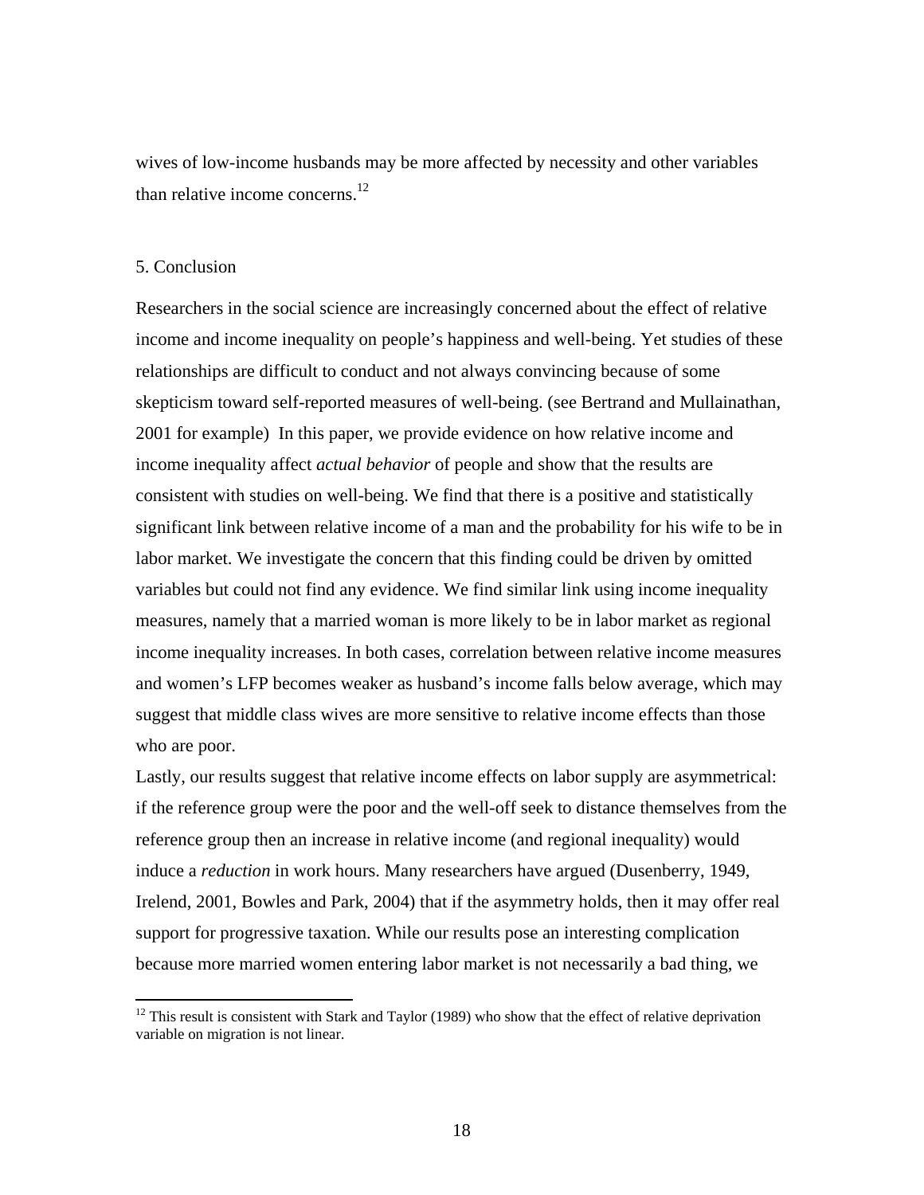wives of low-income husbands may be more affected by necessity and other variables than relative income concerns.[12]

## 5. Conclusion

Researchers in the social science are increasingly concerned about the effect of relative income and income inequality on people's happiness and well-being. Yet studies of these relationships are difficult to conduct and not always convincing because of some skepticism toward self-reported measures of well-being. (see Bertrand and Mullainathan, 2001 for example) In this paper, we provide evidence on how relative income and income inequality affect *actual behavior* of people and show that the results are consistent with studies on well-being. We find that there is a positive and statistically significant link between relative income of a man and the probability for his wife to be in labor market. We investigate the concern that this finding could be driven by omitted variables but could not find any evidence. We find similar link using income inequality measures, namely that a married woman is more likely to be in labor market as regional income inequality increases. In both cases, correlation between relative income measures and women's LFP becomes weaker as husband's income falls below average, which may suggest that middle class wives are more sensitive to relative income effects than those who are poor.

Lastly, our results suggest that relative income effects on labor supply are asymmetrical: if the reference group were the poor and the well-off seek to distance themselves from the reference group then an increase in relative income (and regional inequality) would induce a *reduction* in work hours. Many researchers have argued (Dusenberry, 1949, Irelend, 2001, Bowles and Park, 2004) that if the asymmetry holds, then it may offer real support for progressive taxation. While our results pose an interesting complication because more married women entering labor market is not necessarily a bad thing, we

---

[12] This result is consistent with Stark and Taylor (1989) who show that the effect of relative deprivation variable on migration is not linear.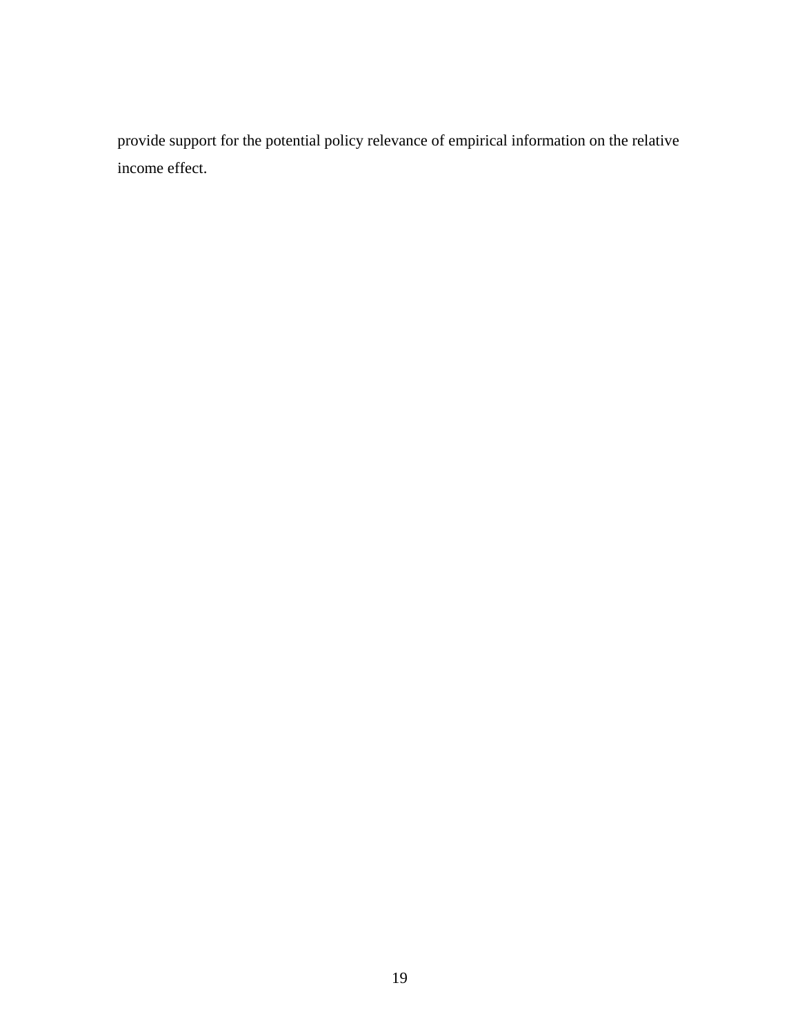provide support for the potential policy relevance of empirical information on the relative income effect.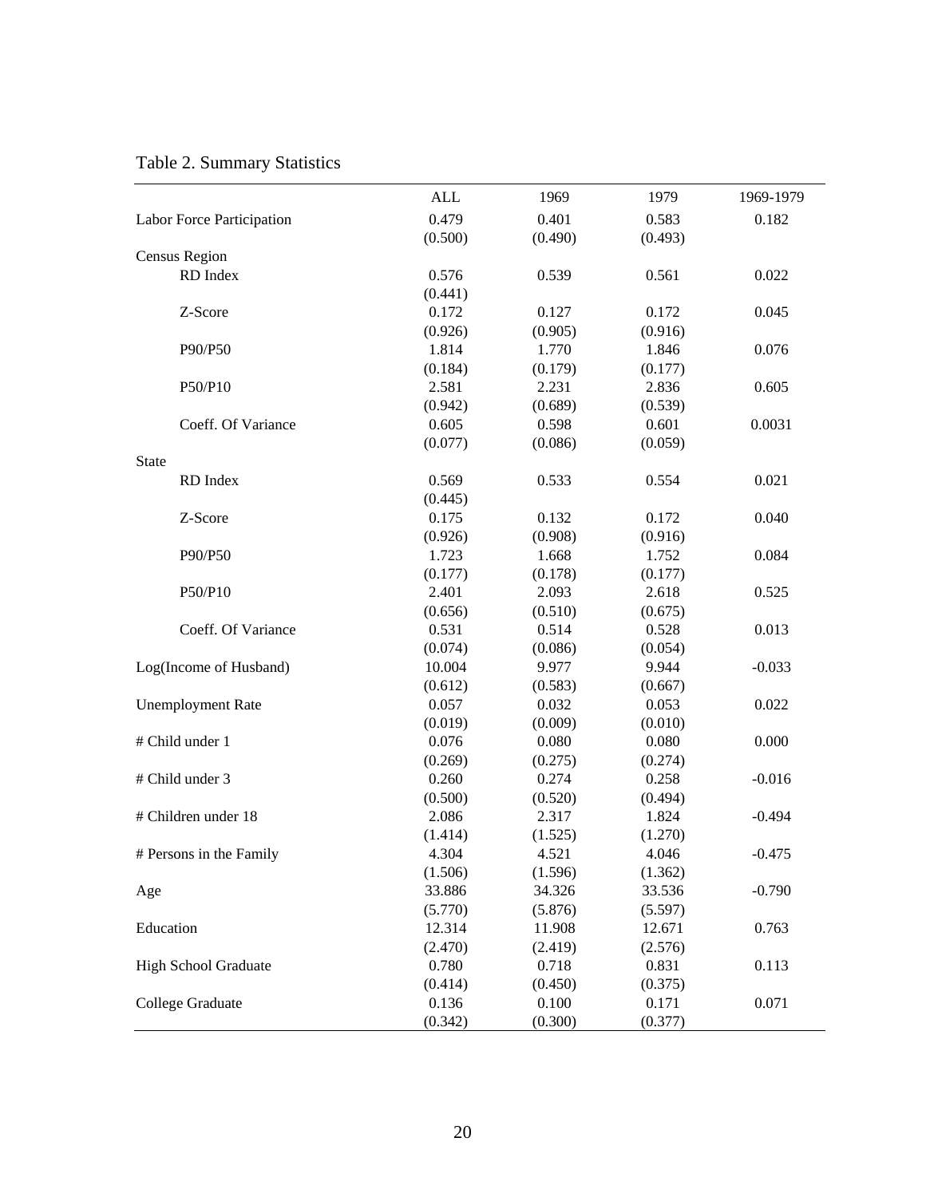Table 2. Summary Statistics

| | ALL | 1969 | 1979 | 1969-1979 |
|---|---|---|---|---|
| Labor Force Participation | 0.479 | 0.401 | 0.583 | 0.182 |
| | (0.500) | (0.490) | (0.493) | |
| Census Region | | | | |
| RD Index | 0.576 | 0.539 | 0.561 | 0.022 |
| | (0.441) | | | |
| Z-Score | 0.172 | 0.127 | 0.172 | 0.045 |
| | (0.926) | (0.905) | (0.916) | |
| P90/P50 | 1.814 | 1.770 | 1.846 | 0.076 |
| | (0.184) | (0.179) | (0.177) | |
| P50/P10 | 2.581 | 2.231 | 2.836 | 0.605 |
| | (0.942) | (0.689) | (0.539) | |
| Coeff. Of Variance | 0.605 | 0.598 | 0.601 | 0.0031 |
| | (0.077) | (0.086) | (0.059) | |
| State | | | | |
| RD Index | 0.569 | 0.533 | 0.554 | 0.021 |
| | (0.445) | | | |
| Z-Score | 0.175 | 0.132 | 0.172 | 0.040 |
| | (0.926) | (0.908) | (0.916) | |
| P90/P50 | 1.723 | 1.668 | 1.752 | 0.084 |
| | (0.177) | (0.178) | (0.177) | |
| P50/P10 | 2.401 | 2.093 | 2.618 | 0.525 |
| | (0.656) | (0.510) | (0.675) | |
| Coeff. Of Variance | 0.531 | 0.514 | 0.528 | 0.013 |
| | (0.074) | (0.086) | (0.054) | |
| Log(Income of Husband) | 10.004 | 9.977 | 9.944 | -0.033 |
| | (0.612) | (0.583) | (0.667) | |
| Unemployment Rate | 0.057 | 0.032 | 0.053 | 0.022 |
| | (0.019) | (0.009) | (0.010) | |
| # Child under 1 | 0.076 | 0.080 | 0.080 | 0.000 |
| | (0.269) | (0.275) | (0.274) | |
| # Child under 3 | 0.260 | 0.274 | 0.258 | -0.016 |
| | (0.500) | (0.520) | (0.494) | |
| # Children under 18 | 2.086 | 2.317 | 1.824 | -0.494 |
| | (1.414) | (1.525) | (1.270) | |
| # Persons in the Family | 4.304 | 4.521 | 4.046 | -0.475 |
| | (1.506) | (1.596) | (1.362) | |
| Age | 33.886 | 34.326 | 33.536 | -0.790 |
| | (5.770) | (5.876) | (5.597) | |
| Education | 12.314 | 11.908 | 12.671 | 0.763 |
| | (2.470) | (2.419) | (2.576) | |
| High School Graduate | 0.780 | 0.718 | 0.831 | 0.113 |
| | (0.414) | (0.450) | (0.375) | |
| College Graduate | 0.136 | 0.100 | 0.171 | 0.071 |
| | (0.342) | (0.300) | (0.377) | |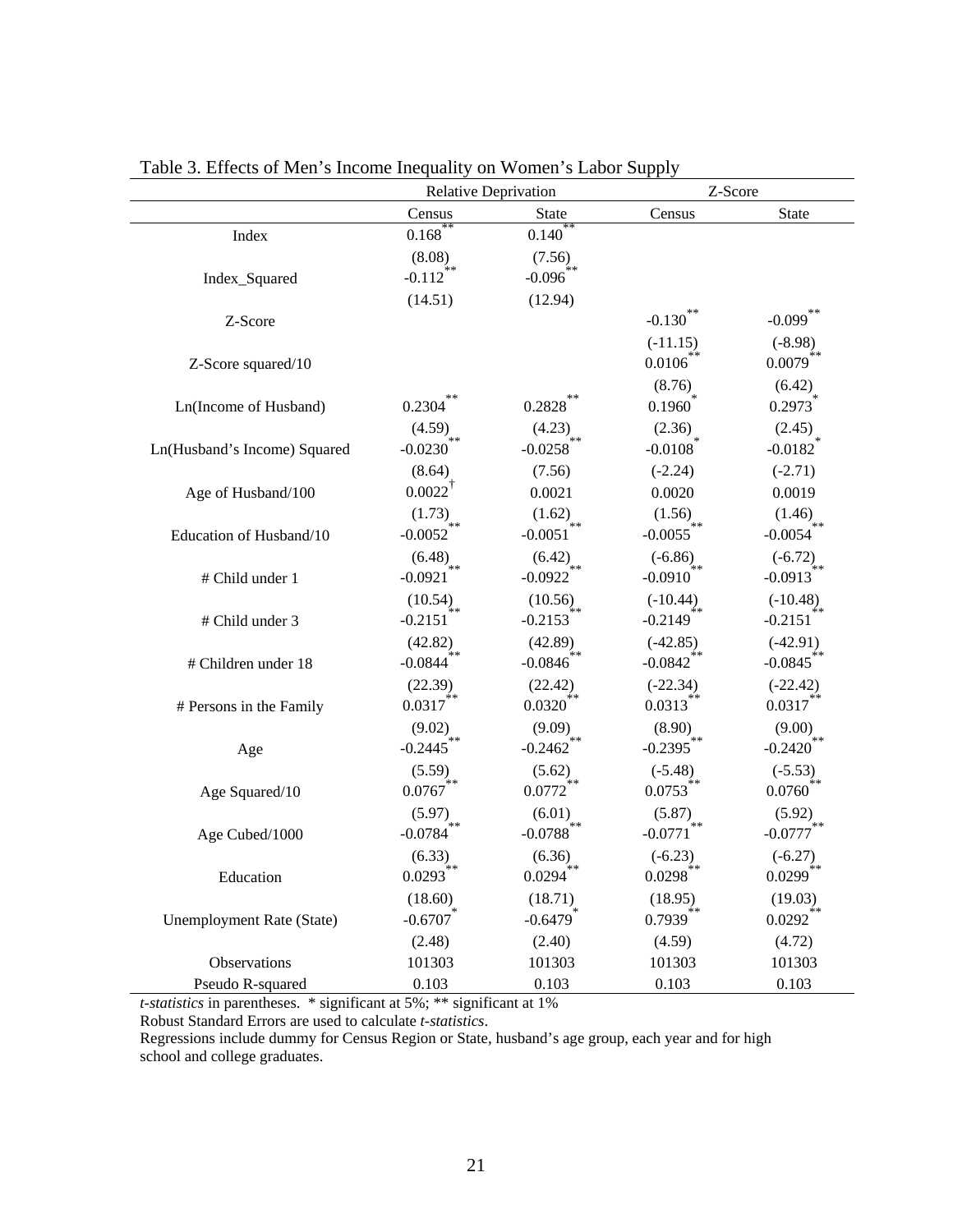Table 3. Effects of Men's Income Inequality on Women's Labor Supply

| | Relative Deprivation | | Z-Score | |
|---|---|---|---|---|
| | Census | State | Census | State |
| Index | 0.168** | 0.140** | | |
| | (8.08) | (7.56) | | |
| Index_Squared | -0.112** | -0.096** | | |
| | (14.51) | (12.94) | | |
| Z-Score | | | -0.130** | -0.099** |
| | | | (-11.15) | (-8.98) |
| Z-Score squared/10 | | | 0.0106** | 0.0079** |
| | | | (8.76) | (6.42) |
| Ln(Income of Husband) | 0.2304** | 0.2828** | 0.1960* | 0.2973* |
| | (4.59) | (4.23) | (2.36) | (2.45) |
| Ln(Husband's Income) Squared | -0.0230** | -0.0258** | -0.0108* | -0.0182* |
| | (8.64) | (7.56) | (-2.24) | (-2.71) |
| Age of Husband/100 | 0.0022† | 0.0021 | 0.0020 | 0.0019 |
| | (1.73) | (1.62) | (1.56) | (1.46) |
| Education of Husband/10 | -0.0052** | -0.0051** | -0.0055** | -0.0054** |
| | (6.48) | (6.42) | (-6.86) | (-6.72) |
| # Child under 1 | -0.0921** | -0.0922** | -0.0910** | -0.0913** |
| | (10.54) | (10.56) | (-10.44) | (-10.48) |
| # Child under 3 | -0.2151** | -0.2153** | -0.2149** | -0.2151** |
| | (42.82) | (42.89) | (-42.85) | (-42.91) |
| # Children under 18 | -0.0844** | -0.0846** | -0.0842** | -0.0845** |
| | (22.39) | (22.42) | (-22.34) | (-22.42) |
| # Persons in the Family | 0.0317** | 0.0320** | 0.0313** | 0.0317** |
| | (9.02) | (9.09) | (8.90) | (9.00) |
| Age | -0.2445** | -0.2462** | -0.2395** | -0.2420** |
| | (5.59) | (5.62) | (-5.48) | (-5.53) |
| Age Squared/10 | 0.0767** | 0.0772** | 0.0753** | 0.0760** |
| | (5.97) | (6.01) | (5.87) | (5.92) |
| Age Cubed/1000 | -0.0784** | -0.0788** | -0.0771** | -0.0777** |
| | (6.33) | (6.36) | (-6.23) | (-6.27) |
| Education | 0.0293** | 0.0294** | 0.0298** | 0.0299** |
| | (18.60) | (18.71) | (18.95) | (19.03) |
| Unemployment Rate (State) | -0.6707* | -0.6479* | 0.7939** | 0.0292** |
| | (2.48) | (2.40) | (4.59) | (4.72) |
| Observations | 101303 | 101303 | 101303 | 101303 |
| Pseudo R-squared | 0.103 | 0.103 | 0.103 | 0.103 |

*t-statistics* in parentheses. * significant at 5%; ** significant at 1%

Robust Standard Errors are used to calculate *t-statistics*.

Regressions include dummy for Census Region or State, husband's age group, each year and for high school and college graduates.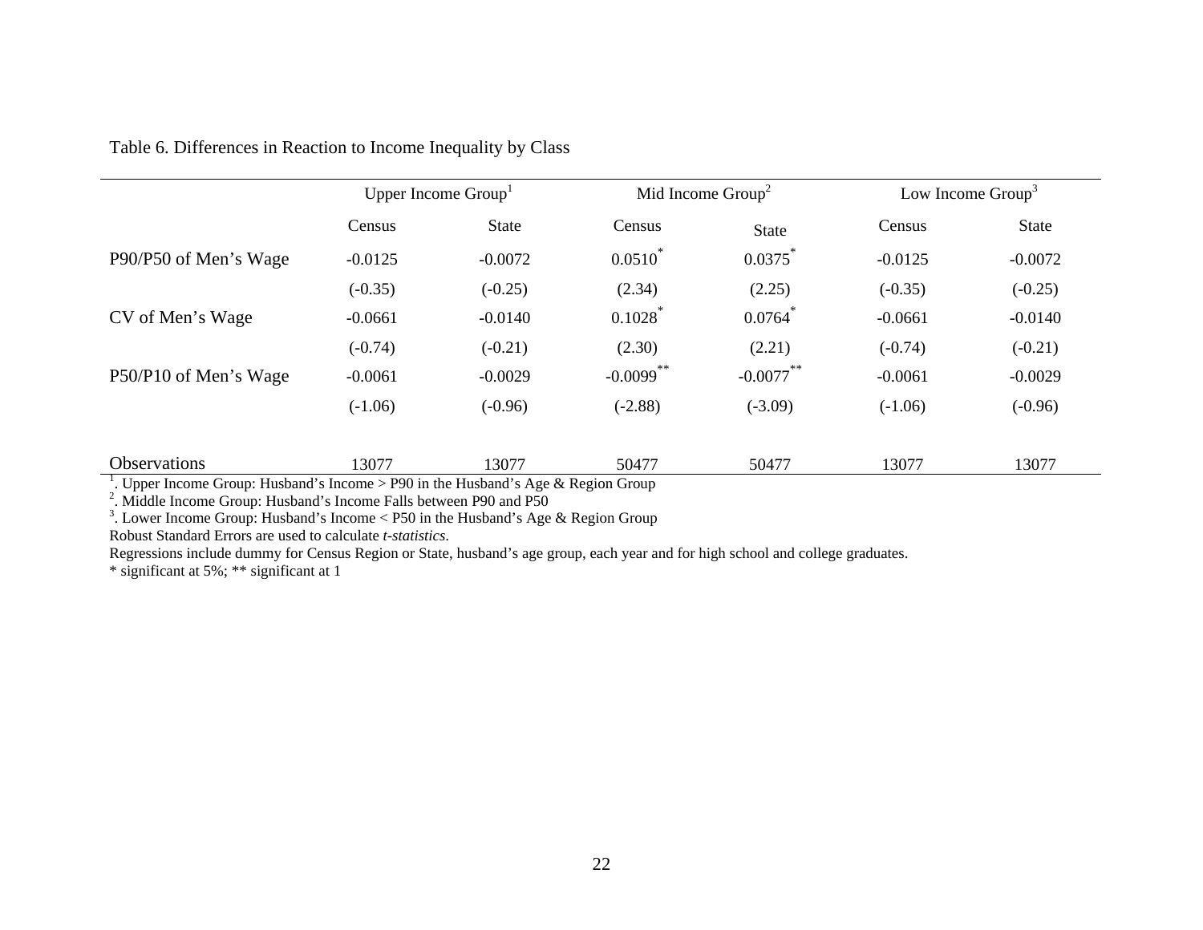Table 6. Differences in Reaction to Income Inequality by Class

| | Upper Income Group[1] | | Mid Income Group[2] | | Low Income Group[3] | |
|---|---|---|---|---|---|---|
| | Census | State | Census | State | Census | State |
| P90/P50 of Men's Wage | -0.0125 | -0.0072 | 0.0510* | 0.0375* | -0.0125 | -0.0072 |
| | (-0.35) | (-0.25) | (2.34) | (2.25) | (-0.35) | (-0.25) |
| CV of Men's Wage | -0.0661 | -0.0140 | 0.1028* | 0.0764* | -0.0661 | -0.0140 |
| | (-0.74) | (-0.21) | (2.30) | (2.21) | (-0.74) | (-0.21) |
| P50/P10 of Men's Wage | -0.0061 | -0.0029 | -0.0099** | -0.0077** | -0.0061 | -0.0029 |
| | (-1.06) | (-0.96) | (-2.88) | (-3.09) | (-1.06) | (-0.96) |
| Observations | 13077 | 13077 | 50477 | 50477 | 13077 | 13077 |

[1]. Upper Income Group: Husband's Income > P90 in the Husband's Age & Region Group

[2]. Middle Income Group: Husband's Income Falls between P90 and P50

[3]. Lower Income Group: Husband's Income < P50 in the Husband's Age & Region Group

Robust Standard Errors are used to calculate *t-statistics*.

Regressions include dummy for Census Region or State, husband's age group, each year and for high school and college graduates.

\* significant at 5%; ** significant at 1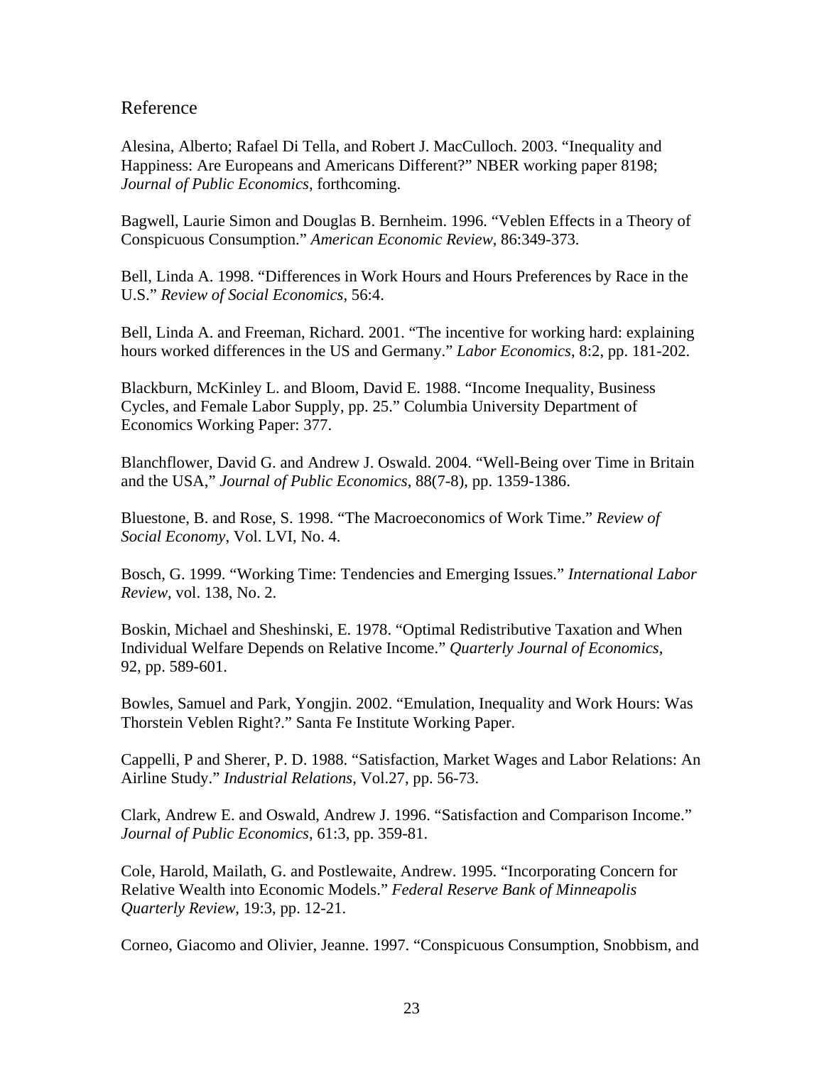## Reference

Alesina, Alberto; Rafael Di Tella, and Robert J. MacCulloch. 2003. "Inequality and Happiness: Are Europeans and Americans Different?" NBER working paper 8198; *Journal of Public Economics*, forthcoming.

Bagwell, Laurie Simon and Douglas B. Bernheim. 1996. "Veblen Effects in a Theory of Conspicuous Consumption." *American Economic Review*, 86:349-373.

Bell, Linda A. 1998. "Differences in Work Hours and Hours Preferences by Race in the U.S." *Review of Social Economics*, 56:4.

Bell, Linda A. and Freeman, Richard. 2001. "The incentive for working hard: explaining hours worked differences in the US and Germany." *Labor Economics*, 8:2, pp. 181-202.

Blackburn, McKinley L. and Bloom, David E. 1988. "Income Inequality, Business Cycles, and Female Labor Supply, pp. 25." Columbia University Department of Economics Working Paper: 377.

Blanchflower, David G. and Andrew J. Oswald. 2004. "Well-Being over Time in Britain and the USA," *Journal of Public Economics*, 88(7-8), pp. 1359-1386.

Bluestone, B. and Rose, S. 1998. "The Macroeconomics of Work Time." *Review of Social Economy*, Vol. LVI, No. 4.

Bosch, G. 1999. "Working Time: Tendencies and Emerging Issues." *International Labor Review*, vol. 138, No. 2.

Boskin, Michael and Sheshinski, E. 1978. "Optimal Redistributive Taxation and When Individual Welfare Depends on Relative Income." *Quarterly Journal of Economics*, 92, pp. 589-601.

Bowles, Samuel and Park, Yongjin. 2002. "Emulation, Inequality and Work Hours: Was Thorstein Veblen Right?." Santa Fe Institute Working Paper.

Cappelli, P and Sherer, P. D. 1988. "Satisfaction, Market Wages and Labor Relations: An Airline Study." *Industrial Relations*, Vol.27, pp. 56-73.

Clark, Andrew E. and Oswald, Andrew J. 1996. "Satisfaction and Comparison Income." *Journal of Public Economics*, 61:3, pp. 359-81.

Cole, Harold, Mailath, G. and Postlewaite, Andrew. 1995. "Incorporating Concern for Relative Wealth into Economic Models." *Federal Reserve Bank of Minneapolis Quarterly Review*, 19:3, pp. 12-21.

Corneo, Giacomo and Olivier, Jeanne. 1997. "Conspicuous Consumption, Snobbism, and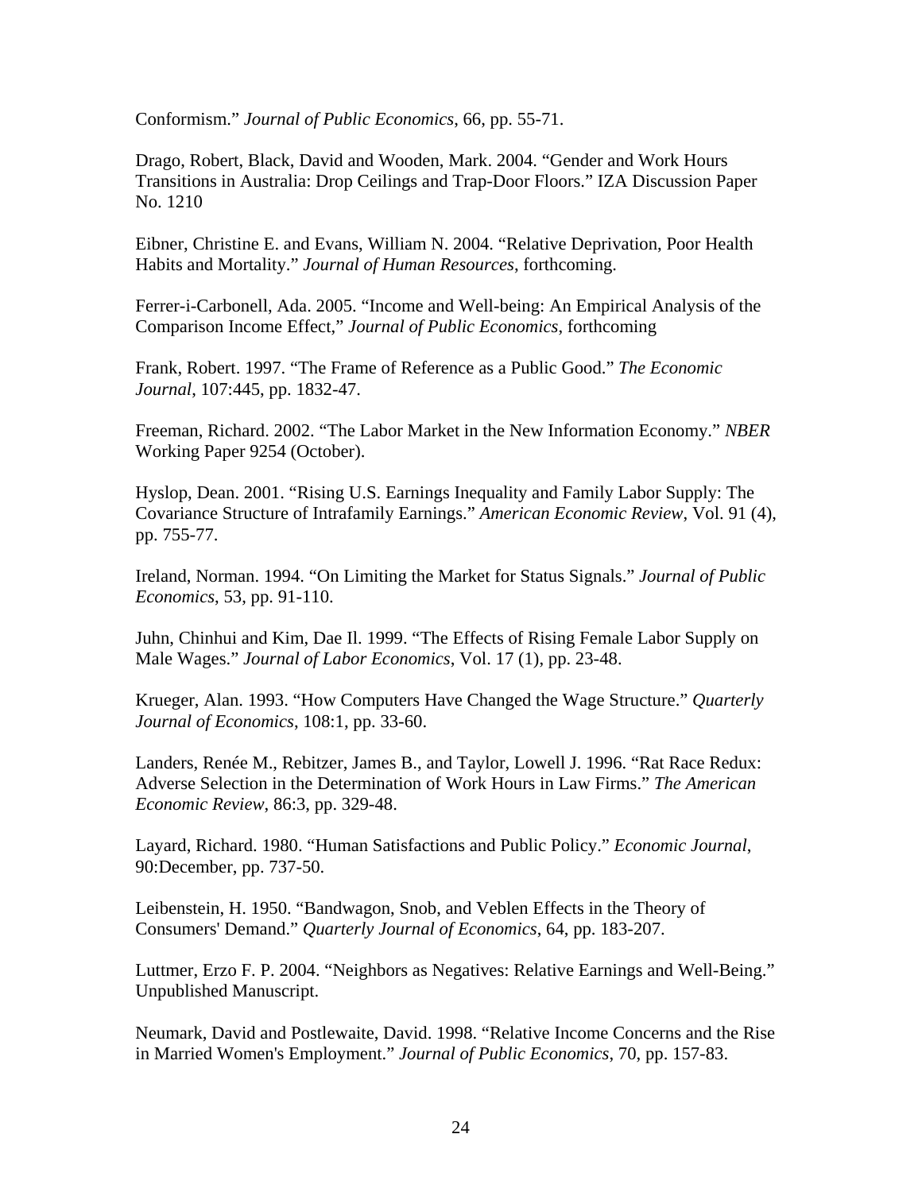Conformism." *Journal of Public Economics*, 66, pp. 55-71.

Drago, Robert, Black, David and Wooden, Mark. 2004. "Gender and Work Hours Transitions in Australia: Drop Ceilings and Trap-Door Floors." IZA Discussion Paper No. 1210

Eibner, Christine E. and Evans, William N. 2004. "Relative Deprivation, Poor Health Habits and Mortality." *Journal of Human Resources*, forthcoming.

Ferrer-i-Carbonell, Ada. 2005. "Income and Well-being: An Empirical Analysis of the Comparison Income Effect," *Journal of Public Economics*, forthcoming

Frank, Robert. 1997. "The Frame of Reference as a Public Good." *The Economic Journal*, 107:445, pp. 1832-47.

Freeman, Richard. 2002. "The Labor Market in the New Information Economy." *NBER* Working Paper 9254 (October).

Hyslop, Dean. 2001. "Rising U.S. Earnings Inequality and Family Labor Supply: The Covariance Structure of Intrafamily Earnings." *American Economic Review*, Vol. 91 (4), pp. 755-77.

Ireland, Norman. 1994. "On Limiting the Market for Status Signals." *Journal of Public Economics*, 53, pp. 91-110.

Juhn, Chinhui and Kim, Dae Il. 1999. "The Effects of Rising Female Labor Supply on Male Wages." *Journal of Labor Economics*, Vol. 17 (1), pp. 23-48.

Krueger, Alan. 1993. "How Computers Have Changed the Wage Structure." *Quarterly Journal of Economics*, 108:1, pp. 33-60.

Landers, Renée M., Rebitzer, James B., and Taylor, Lowell J. 1996. "Rat Race Redux: Adverse Selection in the Determination of Work Hours in Law Firms." *The American Economic Review*, 86:3, pp. 329-48.

Layard, Richard. 1980. "Human Satisfactions and Public Policy." *Economic Journal*, 90:December, pp. 737-50.

Leibenstein, H. 1950. "Bandwagon, Snob, and Veblen Effects in the Theory of Consumers' Demand." *Quarterly Journal of Economics*, 64, pp. 183-207.

Luttmer, Erzo F. P. 2004. "Neighbors as Negatives: Relative Earnings and Well-Being." Unpublished Manuscript.

Neumark, David and Postlewaite, David. 1998. "Relative Income Concerns and the Rise in Married Women's Employment." *Journal of Public Economics*, 70, pp. 157-83.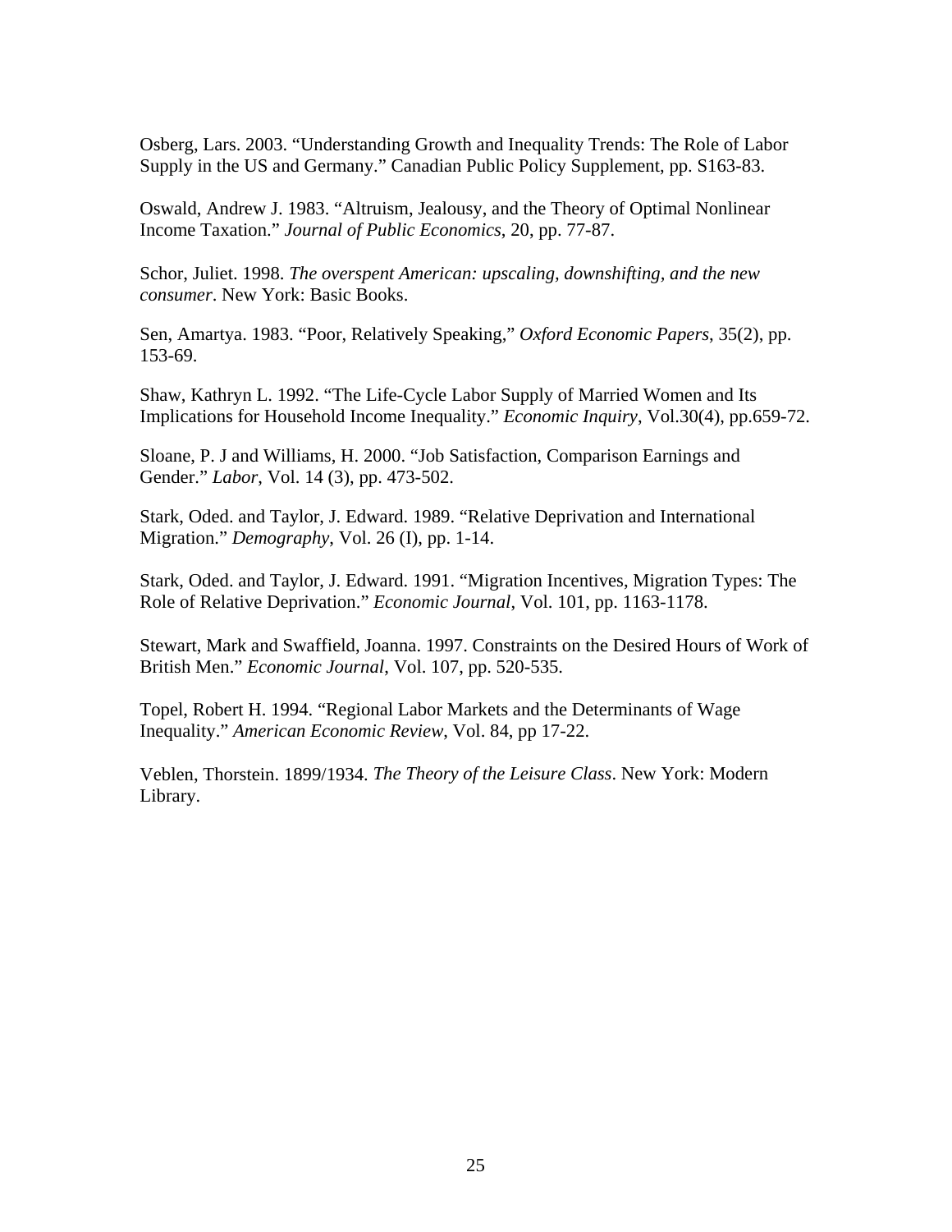Osberg, Lars. 2003. "Understanding Growth and Inequality Trends: The Role of Labor Supply in the US and Germany." Canadian Public Policy Supplement, pp. S163-83.

Oswald, Andrew J. 1983. "Altruism, Jealousy, and the Theory of Optimal Nonlinear Income Taxation." *Journal of Public Economics*, 20, pp. 77-87.

Schor, Juliet. 1998. *The overspent American: upscaling, downshifting, and the new consumer*. New York: Basic Books.

Sen, Amartya. 1983. "Poor, Relatively Speaking," *Oxford Economic Papers*, 35(2), pp. 153-69.

Shaw, Kathryn L. 1992. "The Life-Cycle Labor Supply of Married Women and Its Implications for Household Income Inequality." *Economic Inquiry*, Vol.30(4), pp.659-72.

Sloane, P. J and Williams, H. 2000. "Job Satisfaction, Comparison Earnings and Gender." *Labor*, Vol. 14 (3), pp. 473-502.

Stark, Oded. and Taylor, J. Edward. 1989. "Relative Deprivation and International Migration." *Demography*, Vol. 26 (I), pp. 1-14.

Stark, Oded. and Taylor, J. Edward. 1991. "Migration Incentives, Migration Types: The Role of Relative Deprivation." *Economic Journal*, Vol. 101, pp. 1163-1178.

Stewart, Mark and Swaffield, Joanna. 1997. Constraints on the Desired Hours of Work of British Men." *Economic Journal*, Vol. 107, pp. 520-535.

Topel, Robert H. 1994. "Regional Labor Markets and the Determinants of Wage Inequality." *American Economic Review*, Vol. 84, pp 17-22.

Veblen, Thorstein. 1899/1934. *The Theory of the Leisure Class*. New York: Modern Library.